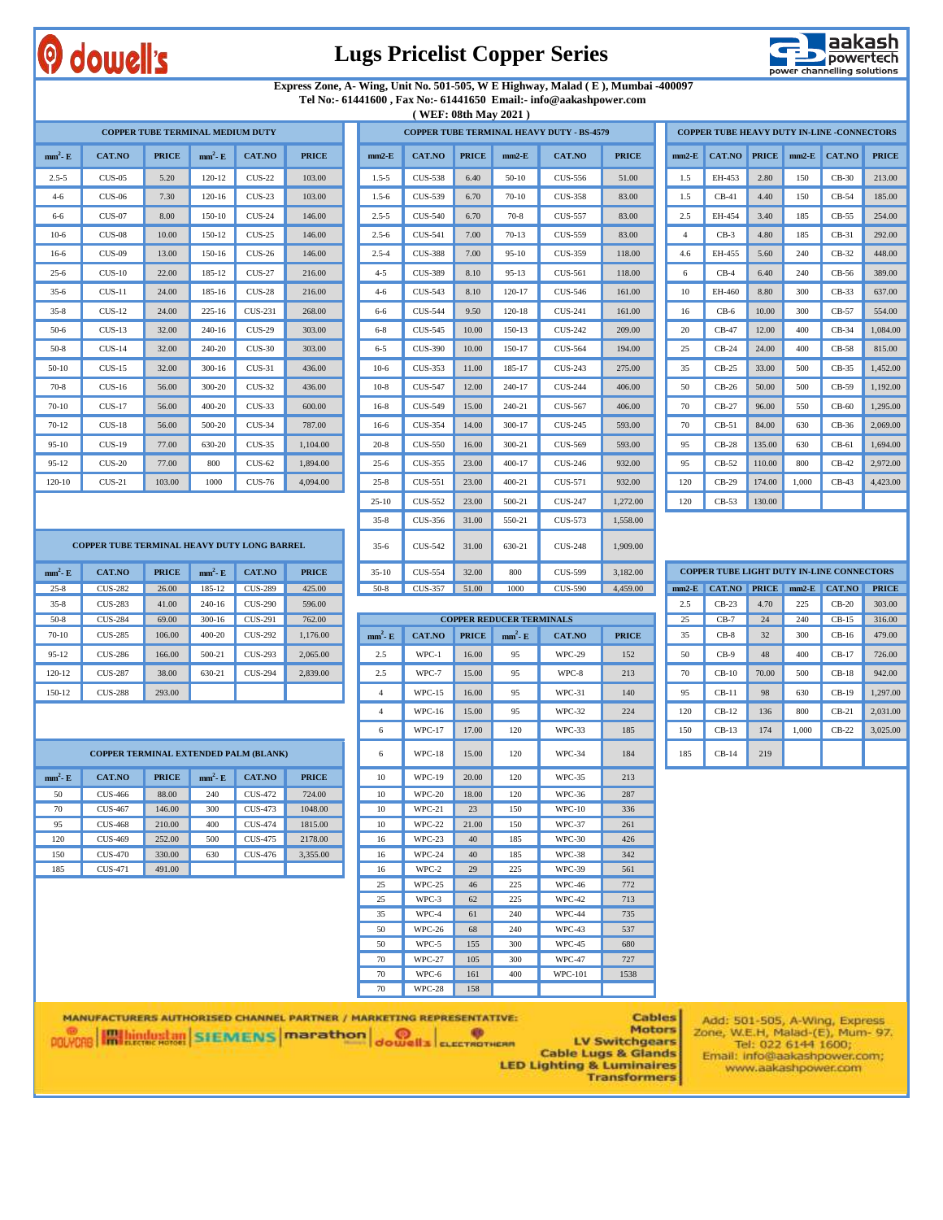# Lugs Pricelist Copper Series

dowell's | aakash powertech — power channelling solutions

**Express Zone, A- Wing, Unit No. 501-505, W E Highway, Malad ( E ), Mumbai -400097**
**Tel No:- 61441600 , Fax No:- 61441650 Email:- info@aakashpower.com**
**( WEF: 08th May 2021 )**

## COPPER TUBE TERMINAL MEDIUM DUTY

| $mm^2$- E | CAT.NO | PRICE | $mm^2$- E | CAT.NO | PRICE |
|---|---|---|---|---|---|
| 2.5-5 | CUS-05 | 5.20 | 120-12 | CUS-22 | 103.00 |
| 4-6 | CUS-06 | 7.30 | 120-16 | CUS-23 | 103.00 |
| 6-6 | CUS-07 | 8.00 | 150-10 | CUS-24 | 146.00 |
| 10-6 | CUS-08 | 10.00 | 150-12 | CUS-25 | 146.00 |
| 16-6 | CUS-09 | 13.00 | 150-16 | CUS-26 | 146.00 |
| 25-6 | CUS-10 | 22.00 | 185-12 | CUS-27 | 216.00 |
| 35-6 | CUS-11 | 24.00 | 185-16 | CUS-28 | 216.00 |
| 35-8 | CUS-12 | 24.00 | 225-16 | CUS-231 | 268.00 |
| 50-6 | CUS-13 | 32.00 | 240-16 | CUS-29 | 303.00 |
| 50-8 | CUS-14 | 32.00 | 240-20 | CUS-30 | 303.00 |
| 50-10 | CUS-15 | 32.00 | 300-16 | CUS-31 | 436.00 |
| 70-8 | CUS-16 | 56.00 | 300-20 | CUS-32 | 436.00 |
| 70-10 | CUS-17 | 56.00 | 400-20 | CUS-33 | 600.00 |
| 70-12 | CUS-18 | 56.00 | 500-20 | CUS-34 | 787.00 |
| 95-10 | CUS-19 | 77.00 | 630-20 | CUS-35 | 1,104.00 |
| 95-12 | CUS-20 | 77.00 | 800 | CUS-62 | 1,894.00 |
| 120-10 | CUS-21 | 103.00 | 1000 | CUS-76 | 4,094.00 |

## COPPER TUBE TERMINAL HEAVY DUTY LONG BARREL

| $mm^2$- E | CAT.NO | PRICE | $mm^2$- E | CAT.NO | PRICE |
|---|---|---|---|---|---|
| 25-8 | CUS-282 | 26.00 | 185-12 | CUS-289 | 425.00 |
| 35-8 | CUS-283 | 41.00 | 240-16 | CUS-290 | 596.00 |
| 50-8 | CUS-284 | 69.00 | 300-16 | CUS-291 | 762.00 |
| 70-10 | CUS-285 | 106.00 | 400-20 | CUS-292 | 1,176.00 |
| 95-12 | CUS-286 | 166.00 | 500-21 | CUS-293 | 2,065.00 |
| 120-12 | CUS-287 | 38.00 | 630-21 | CUS-294 | 2,839.00 |
| 150-12 | CUS-288 | 293.00 | | | |

## COPPER TERMINAL EXTENDED PALM (BLANK)

| $mm^2$- E | CAT.NO | PRICE | $mm^2$- E | CAT.NO | PRICE |
|---|---|---|---|---|---|
| 50 | CUS-466 | 88.00 | 240 | CUS-472 | 724.00 |
| 70 | CUS-467 | 146.00 | 300 | CUS-473 | 1048.00 |
| 95 | CUS-468 | 210.00 | 400 | CUS-474 | 1815.00 |
| 120 | CUS-469 | 252.00 | 500 | CUS-475 | 2178.00 |
| 150 | CUS-470 | 330.00 | 630 | CUS-476 | 3,355.00 |
| 185 | CUS-471 | 491.00 | | | |

## COPPER TUBE TERMINAL HEAVY DUTY - BS-4579

| mm2-E | CAT.NO | PRICE | mm2-E | CAT.NO | PRICE |
|---|---|---|---|---|---|
| 1.5-5 | CUS-538 | 6.40 | 50-10 | CUS-556 | 51.00 |
| 1.5-6 | CUS-539 | 6.70 | 70-10 | CUS-358 | 83.00 |
| 2.5-5 | CUS-540 | 6.70 | 70-8 | CUS-557 | 83.00 |
| 2.5-6 | CUS-541 | 7.00 | 70-13 | CUS-559 | 83.00 |
| 2.5-4 | CUS-388 | 7.00 | 95-10 | CUS-359 | 118.00 |
| 4-5 | CUS-389 | 8.10 | 95-13 | CUS-561 | 118.00 |
| 4-6 | CUS-543 | 8.10 | 120-17 | CUS-546 | 161.00 |
| 6-6 | CUS-544 | 9.50 | 120-18 | CUS-241 | 161.00 |
| 6-8 | CUS-545 | 10.00 | 150-13 | CUS-242 | 209.00 |
| 6-5 | CUS-390 | 10.00 | 150-17 | CUS-564 | 194.00 |
| 10-6 | CUS-353 | 11.00 | 185-17 | CUS-243 | 275.00 |
| 10-8 | CUS-547 | 12.00 | 240-17 | CUS-244 | 406.00 |
| 16-8 | CUS-549 | 15.00 | 240-21 | CUS-567 | 406.00 |
| 16-6 | CUS-354 | 14.00 | 300-17 | CUS-245 | 593.00 |
| 20-8 | CUS-550 | 16.00 | 300-21 | CUS-569 | 593.00 |
| 25-6 | CUS-355 | 23.00 | 400-17 | CUS-246 | 932.00 |
| 25-8 | CUS-551 | 23.00 | 400-21 | CUS-571 | 932.00 |
| 25-10 | CUS-552 | 23.00 | 500-21 | CUS-247 | 1,272.00 |
| 35-8 | CUS-356 | 31.00 | 550-21 | CUS-573 | 1,558.00 |
| 35-6 | CUS-542 | 31.00 | 630-21 | CUS-248 | 1,909.00 |
| 35-10 | CUS-554 | 32.00 | 800 | CUS-599 | 3,182.00 |
| 50-8 | CUS-357 | 51.00 | 1000 | CUS-590 | 4,459.00 |

## COPPER REDUCER TERMINALS

| $mm^2$- E | CAT.NO | PRICE | $mm^2$- E | CAT.NO | PRICE |
|---|---|---|---|---|---|
| 2.5 | WPC-1 | 16.00 | 95 | WPC-29 | 152 |
| 2.5 | WPC-7 | 15.00 | 95 | WPC-8 | 213 |
| 4 | WPC-15 | 16.00 | 95 | WPC-31 | 140 |
| 4 | WPC-16 | 15.00 | 95 | WPC-32 | 224 |
| 6 | WPC-17 | 17.00 | 120 | WPC-33 | 185 |
| 6 | WPC-18 | 15.00 | 120 | WPC-34 | 184 |
| 10 | WPC-19 | 20.00 | 120 | WPC-35 | 213 |
| 10 | WPC-20 | 18.00 | 120 | WPC-36 | 287 |
| 10 | WPC-21 | 23 | 150 | WPC-10 | 336 |
| 10 | WPC-22 | 21.00 | 150 | WPC-37 | 261 |
| 16 | WPC-23 | 40 | 185 | WPC-30 | 426 |
| 16 | WPC-24 | 40 | 185 | WPC-38 | 342 |
| 16 | WPC-2 | 29 | 225 | WPC-39 | 561 |
| 25 | WPC-25 | 46 | 225 | WPC-46 | 772 |
| 25 | WPC-3 | 62 | 225 | WPC-42 | 713 |
| 35 | WPC-4 | 61 | 240 | WPC-44 | 735 |
| 50 | WPC-26 | 68 | 240 | WPC-43 | 537 |
| 50 | WPC-5 | 155 | 300 | WPC-45 | 680 |
| 70 | WPC-27 | 105 | 300 | WPC-47 | 727 |
| 70 | WPC-6 | 161 | 400 | WPC-101 | 1538 |
| 70 | WPC-28 | 158 | | | |

## COPPER TUBE HEAVY DUTY IN-LINE -CONNECTORS

| mm2-E | CAT.NO | PRICE | mm2-E | CAT.NO | PRICE |
|---|---|---|---|---|---|
| 1.5 | EH-453 | 2.80 | 150 | CB-30 | 213.00 |
| 1.5 | CB-41 | 4.40 | 150 | CB-54 | 185.00 |
| 2.5 | EH-454 | 3.40 | 185 | CB-55 | 254.00 |
| 4 | CB-3 | 4.80 | 185 | CB-31 | 292.00 |
| 4.6 | EH-455 | 5.60 | 240 | CB-32 | 448.00 |
| 6 | CB-4 | 6.40 | 240 | CB-56 | 389.00 |
| 10 | EH-460 | 8.80 | 300 | CB-33 | 637.00 |
| 16 | CB-6 | 10.00 | 300 | CB-57 | 554.00 |
| 20 | CB-47 | 12.00 | 400 | CB-34 | 1,084.00 |
| 25 | CB-24 | 24.00 | 400 | CB-58 | 815.00 |
| 35 | CB-25 | 33.00 | 500 | CB-35 | 1,452.00 |
| 50 | CB-26 | 50.00 | 500 | CB-59 | 1,192.00 |
| 70 | CB-27 | 96.00 | 550 | CB-60 | 1,295.00 |
| 70 | CB-51 | 84.00 | 630 | CB-36 | 2,069.00 |
| 95 | CB-28 | 135.00 | 630 | CB-61 | 1,694.00 |
| 95 | CB-52 | 110.00 | 800 | CB-42 | 2,972.00 |
| 120 | CB-29 | 174.00 | 1,000 | CB-43 | 4,423.00 |
| 120 | CB-53 | 130.00 | | | |

## COPPER TUBE LIGHT DUTY IN-LINE CONNECTORS

| mm2-E | CAT.NO | PRICE | mm2-E | CAT.NO | PRICE |
|---|---|---|---|---|---|
| 2.5 | CB-23 | 4.70 | 225 | CB-20 | 303.00 |
| 25 | CB-7 | 24 | 240 | CB-15 | 316.00 |
| 35 | CB-8 | 32 | 300 | CB-16 | 479.00 |
| 50 | CB-9 | 48 | 400 | CB-17 | 726.00 |
| 70 | CB-10 | 70.00 | 500 | CB-18 | 942.00 |
| 95 | CB-11 | 98 | 630 | CB-19 | 1,297.00 |
| 120 | CB-12 | 136 | 800 | CB-21 | 2,031.00 |
| 150 | CB-13 | 174 | 1,000 | CB-22 | 3,025.00 |
| 185 | CB-14 | 219 | | | |

MANUFACTURERS AUTHORISED CHANNEL PARTNER / MARKETING REPRESENTATIVE:

POLYCAB | Hindustan Electric Motors | SIEMENS | marathon | dowells | ELECTROTHERM

Cables
Motors
LV Switchgears
Cable Lugs & Glands
LED Lighting & Luminaires
Transformers

Add: 501-505, A-Wing, Express Zone, W.E.H, Malad-(E), Mum- 97.
Tel: 022 6144 1600;
Email: info@aakashpower.com;
www.aakashpower.com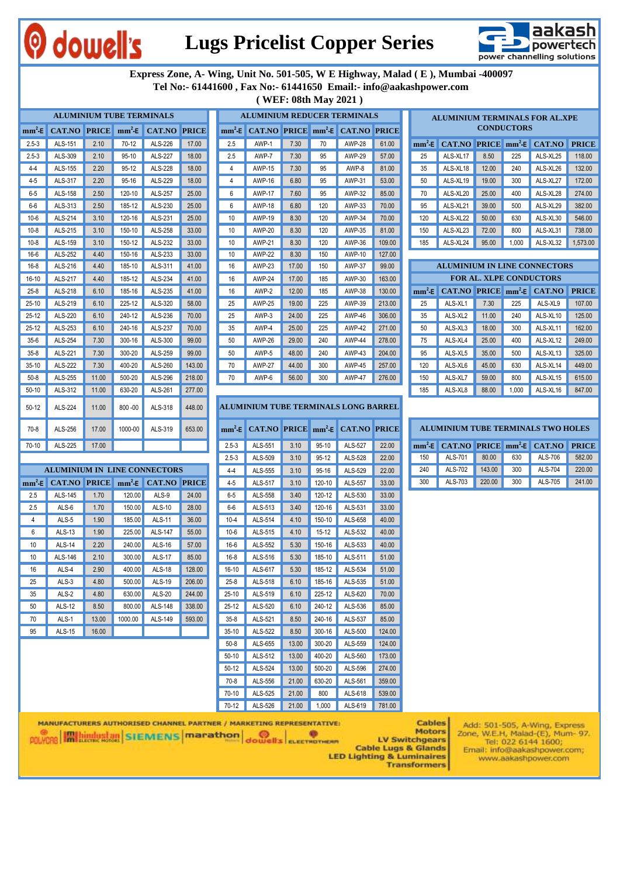# Lugs Pricelist Copper Series

dowell's | aakash powertech — power channelling solutions

**Express Zone, A- Wing, Unit No. 501-505, W E Highway, Malad ( E ), Mumbai -400097**
**Tel No:- 61441600 , Fax No:- 61441650 Email:- info@aakashpower.com**
**( WEF: 08th May 2021 )**

## ALUMINIUM TUBE TERMINALS

| mm²-E | CAT.NO | PRICE | mm²-E | CAT.NO | PRICE |
|---|---|---|---|---|---|
| 2.5-3 | ALS-151 | 2.10 | 70-12 | ALS-226 | 17.00 |
| 2.5-3 | ALS-309 | 2.10 | 95-10 | ALS-227 | 18.00 |
| 4-4 | ALS-155 | 2.20 | 95-12 | ALS-228 | 18.00 |
| 4-5 | ALS-317 | 2.20 | 95-16 | ALS-229 | 18.00 |
| 6-5 | ALS-158 | 2.50 | 120-10 | ALS-257 | 25.00 |
| 6-6 | ALS-313 | 2.50 | 185-12 | ALS-230 | 25.00 |
| 10-6 | ALS-214 | 3.10 | 120-16 | ALS-231 | 25.00 |
| 10-8 | ALS-215 | 3.10 | 150-10 | ALS-258 | 33.00 |
| 10-8 | ALS-159 | 3.10 | 150-12 | ALS-232 | 33.00 |
| 16-6 | ALS-252 | 4.40 | 150-16 | ALS-233 | 33.00 |
| 16-8 | ALS-216 | 4.40 | 185-10 | ALS-311 | 41.00 |
| 16-10 | ALS-217 | 4.40 | 185-12 | ALS-234 | 41.00 |
| 25-8 | ALS-218 | 6.10 | 185-16 | ALS-235 | 41.00 |
| 25-10 | ALS-219 | 6.10 | 225-12 | ALS-320 | 58.00 |
| 25-12 | ALS-220 | 6.10 | 240-12 | ALS-236 | 70.00 |
| 25-12 | ALS-253 | 6.10 | 240-16 | ALS-237 | 70.00 |
| 35-6 | ALS-254 | 7.30 | 300-16 | ALS-300 | 99.00 |
| 35-8 | ALS-221 | 7.30 | 300-20 | ALS-259 | 99.00 |
| 35-10 | ALS-222 | 7.30 | 400-20 | ALS-260 | 143.00 |
| 50-8 | ALS-255 | 11.00 | 500-20 | ALS-296 | 218.00 |
| 50-10 | ALS-312 | 11.00 | 630-20 | ALS-261 | 277.00 |
| 50-12 | ALS-224 | 11.00 | 800 -00 | ALS-318 | 448.00 |
| 70-8 | ALS-256 | 17.00 | 1000-00 | ALS-319 | 653.00 |
| 70-10 | ALS-225 | 17.00 | | | |

## ALUMINIUM IN LINE CONNECTORS

| mm²-E | CAT.NO | PRICE | mm²-E | CAT.NO | PRICE |
|---|---|---|---|---|---|
| 2.5 | ALS-145 | 1.70 | 120.00 | ALS-9 | 24.00 |
| 2.5 | ALS-6 | 1.70 | 150.00 | ALS-10 | 28.00 |
| 4 | ALS-5 | 1.90 | 185.00 | ALS-11 | 36.00 |
| 6 | ALS-13 | 1.90 | 225.00 | ALS-147 | 55.00 |
| 10 | ALS-14 | 2.20 | 240.00 | ALS-16 | 57.00 |
| 10 | ALS-146 | 2.10 | 300.00 | ALS-17 | 85.00 |
| 16 | ALS-4 | 2.90 | 400.00 | ALS-18 | 128.00 |
| 25 | ALS-3 | 4.80 | 500.00 | ALS-19 | 206.00 |
| 35 | ALS-2 | 4.80 | 630.00 | ALS-20 | 244.00 |
| 50 | ALS-12 | 8.50 | 800.00 | ALS-148 | 338.00 |
| 70 | ALS-1 | 13.00 | 1000.00 | ALS-149 | 593.00 |
| 95 | ALS-15 | 16.00 | | | |

## ALUMINIUM REDUCER TERMINALS

| mm²-E | CAT.NO | PRICE | mm²-E | CAT.NO | PRICE |
|---|---|---|---|---|---|
| 2.5 | AWP-1 | 7.30 | 70 | AWP-28 | 61.00 |
| 2.5 | AWP-7 | 7.30 | 95 | AWP-29 | 57.00 |
| 4 | AWP-15 | 7.30 | 95 | AWP-8 | 81.00 |
| 4 | AWP-16 | 6.80 | 95 | AWP-31 | 53.00 |
| 6 | AWP-17 | 7.60 | 95 | AWP-32 | 85.00 |
| 6 | AWP-18 | 6.80 | 120 | AWP-33 | 70.00 |
| 10 | AWP-19 | 8.30 | 120 | AWP-34 | 70.00 |
| 10 | AWP-20 | 8.30 | 120 | AWP-35 | 81.00 |
| 10 | AWP-21 | 8.30 | 120 | AWP-36 | 109.00 |
| 10 | AWP-22 | 8.30 | 150 | AWP-10 | 127.00 |
| 16 | AWP-23 | 17.00 | 150 | AWP-37 | 99.00 |
| 16 | AWP-24 | 17.00 | 185 | AWP-30 | 163.00 |
| 16 | AWP-2 | 12.00 | 185 | AWP-38 | 130.00 |
| 25 | AWP-25 | 19.00 | 225 | AWP-39 | 213.00 |
| 25 | AWP-3 | 24.00 | 225 | AWP-46 | 306.00 |
| 35 | AWP-4 | 25.00 | 225 | AWP-42 | 271.00 |
| 50 | AWP-26 | 29.00 | 240 | AWP-44 | 278.00 |
| 50 | AWP-5 | 48.00 | 240 | AWP-43 | 204.00 |
| 70 | AWP-27 | 44.00 | 300 | AWP-45 | 257.00 |
| 70 | AWP-6 | 56.00 | 300 | AWP-47 | 276.00 |

## ALUMINIUM TUBE TERMINALS LONG BARREL

| mm²-E | CAT.NO | PRICE | mm²-E | CAT.NO | PRICE |
|---|---|---|---|---|---|
| 2.5-3 | ALS-551 | 3.10 | 95-10 | ALS-527 | 22.00 |
| 2.5-3 | ALS-509 | 3.10 | 95-12 | ALS-528 | 22.00 |
| 4-4 | ALS-555 | 3.10 | 95-16 | ALS-529 | 22.00 |
| 4-5 | ALS-517 | 3.10 | 120-10 | ALS-557 | 33.00 |
| 6-5 | ALS-558 | 3.40 | 120-12 | ALS-530 | 33.00 |
| 6-6 | ALS-513 | 3.40 | 120-16 | ALS-531 | 33.00 |
| 10-4 | ALS-514 | 4.10 | 150-10 | ALS-658 | 40.00 |
| 10-6 | ALS-515 | 4.10 | 15-12 | ALS-532 | 40.00 |
| 16-6 | ALS-552 | 5.30 | 150-16 | ALS-533 | 40.00 |
| 16-8 | ALS-516 | 5.30 | 185-10 | ALS-511 | 51.00 |
| 16-10 | ALS-617 | 5.30 | 185-12 | ALS-534 | 51.00 |
| 25-8 | ALS-518 | 6.10 | 185-16 | ALS-535 | 51.00 |
| 25-10 | ALS-519 | 6.10 | 225-12 | ALS-620 | 70.00 |
| 25-12 | ALS-520 | 6.10 | 240-12 | ALS-536 | 85.00 |
| 35-8 | ALS-521 | 8.50 | 240-16 | ALS-537 | 85.00 |
| 35-10 | ALS-522 | 8.50 | 300-16 | ALS-500 | 124.00 |
| 50-8 | ALS-655 | 13.00 | 300-20 | ALS-559 | 124.00 |
| 50-10 | ALS-512 | 13.00 | 400-20 | ALS-560 | 173.00 |
| 50-12 | ALS-524 | 13.00 | 500-20 | ALS-596 | 274.00 |
| 70-8 | ALS-556 | 21.00 | 630-20 | ALS-561 | 359.00 |
| 70-10 | ALS-525 | 21.00 | 800 | ALS-618 | 539.00 |
| 70-12 | ALS-526 | 21.00 | 1,000 | ALS-619 | 781.00 |

## ALUMINIUM TERMINALS FOR AL.XPE CONDUCTORS

| mm²-E | CAT.NO | PRICE | mm²-E | CAT.NO | PRICE |
|---|---|---|---|---|---|
| 25 | ALS-XL17 | 8.50 | 225 | ALS-XL25 | 118.00 |
| 35 | ALS-XL18 | 12.00 | 240 | ALS-XL26 | 132.00 |
| 50 | ALS-XL19 | 19.00 | 300 | ALS-XL27 | 172.00 |
| 70 | ALS-XL20 | 25.00 | 400 | ALS-XL28 | 274.00 |
| 95 | ALS-XL21 | 39.00 | 500 | ALS-XL29 | 382.00 |
| 120 | ALS-XL22 | 50.00 | 630 | ALS-XL30 | 546.00 |
| 150 | ALS-XL23 | 72.00 | 800 | ALS-XL31 | 738.00 |
| 185 | ALS-XL24 | 95.00 | 1,000 | ALS-XL32 | 1,573.00 |

## ALUMINIUM IN LINE CONNECTORS FOR AL. XLPE CONDUCTORS

| mm²-E | CAT.NO | PRICE | mm²-E | CAT.NO | PRICE |
|---|---|---|---|---|---|
| 25 | ALS-XL1 | 7.30 | 225 | ALS-XL9 | 107.00 |
| 35 | ALS-XL2 | 11.00 | 240 | ALS-XL10 | 125.00 |
| 50 | ALS-XL3 | 18.00 | 300 | ALS-XL11 | 162.00 |
| 75 | ALS-XL4 | 25.00 | 400 | ALS-XL12 | 249.00 |
| 95 | ALS-XL5 | 35.00 | 500 | ALS-XL13 | 325.00 |
| 120 | ALS-XL6 | 45.00 | 630 | ALS-XL14 | 449.00 |
| 150 | ALS-XL7 | 59.00 | 800 | ALS-XL15 | 615.00 |
| 185 | ALS-XL8 | 88.00 | 1,000 | ALS-XL16 | 847.00 |

## ALUMINIUM TUBE TERMINALS TWO HOLES

| mm²-E | CAT.NO | PRICE | mm²-E | CAT.NO | PRICE |
|---|---|---|---|---|---|
| 150 | ALS-701 | 80.00 | 630 | ALS-706 | 582.00 |
| 240 | ALS-702 | 143.00 | 300 | ALS-704 | 220.00 |
| 300 | ALS-703 | 220.00 | 300 | ALS-705 | 241.00 |

**MANUFACTURERS AUTHORISED CHANNEL PARTNER / MARKETING REPRESENTATIVE:**

POLYCAB | hindustan electric motors | SIEMENS | marathon | dowells | ELECTROTHERM

Cables
Motors
LV Switchgears
Cable Lugs & Glands
LED Lighting & Luminaires
Transformers

Add: 501-505, A-Wing, Express Zone, W.E.H, Malad-(E), Mum- 97.
Tel: 022 6144 1600;
Email: info@aakashpower.com;
www.aakashpower.com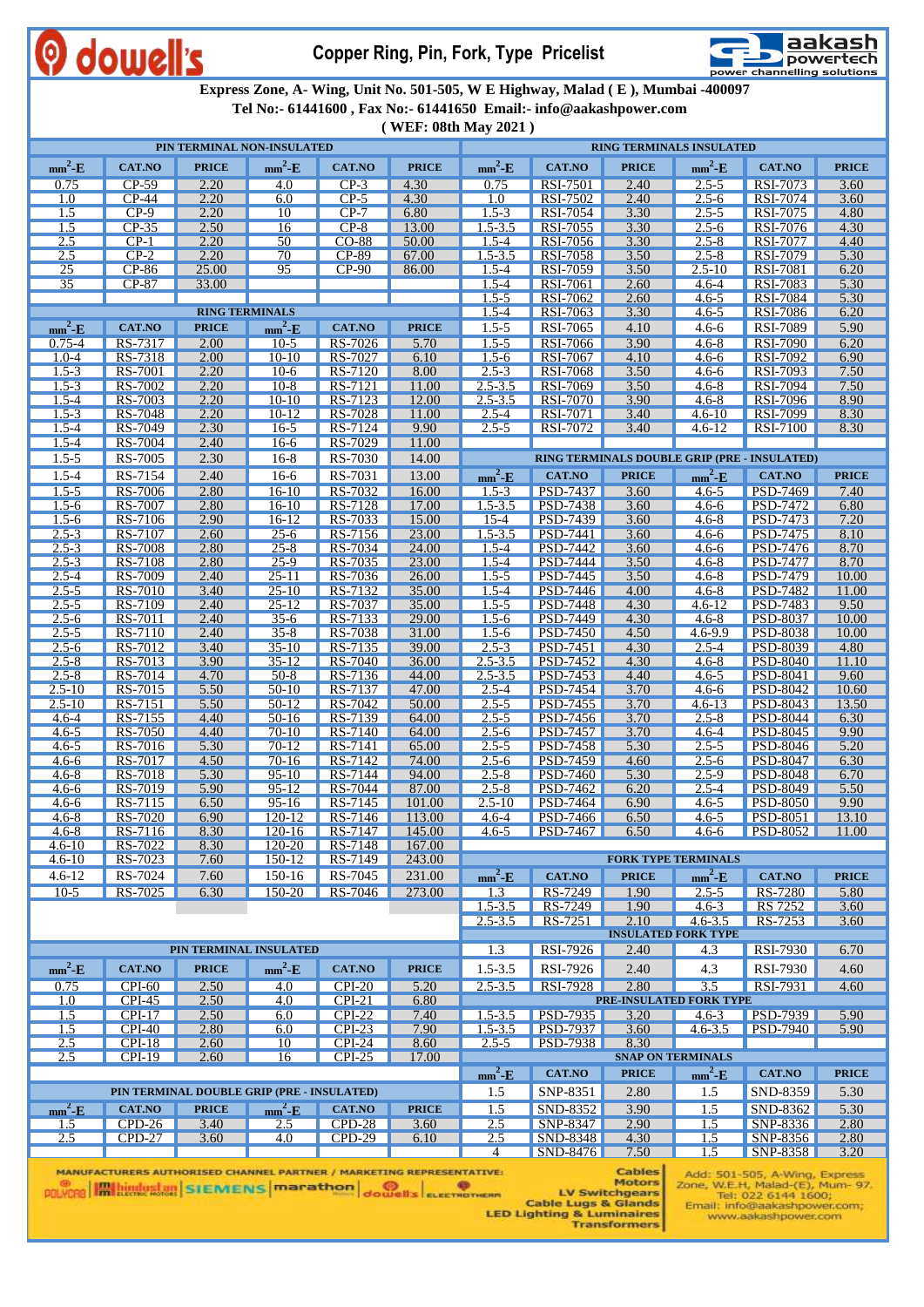# dowell's — Copper Ring, Pin, Fork, Type Pricelist

aakash powertech — power channelling solutions

**Express Zone, A- Wing, Unit No. 501-505, W E Highway, Malad ( E ), Mumbai -400097**
**Tel No:- 61441600 , Fax No:- 61441650 Email:- info@aakashpower.com**
**( WEF: 08th May 2021 )**

## PIN TERMINAL NON-INSULATED

| $mm^2$-E | CAT.NO | PRICE | $mm^2$-E | CAT.NO | PRICE |
|---|---|---|---|---|---|
| 0.75 | CP-59 | 2.20 | 4.0 | CP-3 | 4.30 |
| 1.0 | CP-44 | 2.20 | 6.0 | CP-5 | 4.30 |
| 1.5 | CP-9 | 2.20 | 10 | CP-7 | 6.80 |
| 1.5 | CP-35 | 2.50 | 16 | CP-8 | 13.00 |
| 2.5 | CP-1 | 2.20 | 50 | CO-88 | 50.00 |
| 2.5 | CP-2 | 2.20 | 70 | CP-89 | 67.00 |
| 25 | CP-86 | 25.00 | 95 | CP-90 | 86.00 |
| 35 | CP-87 | 33.00 | | | |

## RING TERMINALS

| $mm^2$-E | CAT.NO | PRICE | $mm^2$-E | CAT.NO | PRICE |
|---|---|---|---|---|---|
| 0.75-4 | RS-7317 | 2.00 | 10-5 | RS-7026 | 5.70 |
| 1.0-4 | RS-7318 | 2.00 | 10-10 | RS-7027 | 6.10 |
| 1.5-3 | RS-7001 | 2.20 | 10-6 | RS-7120 | 8.00 |
| 1.5-3 | RS-7002 | 2.20 | 10-8 | RS-7121 | 11.00 |
| 1.5-4 | RS-7003 | 2.20 | 10-10 | RS-7123 | 12.00 |
| 1.5-3 | RS-7048 | 2.20 | 10-12 | RS-7028 | 11.00 |
| 1.5-4 | RS-7049 | 2.30 | 16-5 | RS-7124 | 9.90 |
| 1.5-4 | RS-7004 | 2.40 | 16-6 | RS-7029 | 11.00 |
| 1.5-5 | RS-7005 | 2.30 | 16-8 | RS-7030 | 14.00 |
| 1.5-4 | RS-7154 | 2.40 | 16-6 | RS-7031 | 13.00 |
| 1.5-5 | RS-7006 | 2.80 | 16-10 | RS-7032 | 16.00 |
| 1.5-6 | RS-7007 | 2.80 | 16-10 | RS-7128 | 17.00 |
| 1.5-6 | RS-7106 | 2.90 | 16-12 | RS-7033 | 15.00 |
| 2.5-3 | RS-7107 | 2.60 | 25-6 | RS-7156 | 23.00 |
| 2.5-3 | RS-7008 | 2.80 | 25-8 | RS-7034 | 24.00 |
| 2.5-3 | RS-7108 | 2.80 | 25-9 | RS-7035 | 23.00 |
| 2.5-4 | RS-7009 | 2.40 | 25-11 | RS-7036 | 26.00 |
| 2.5-5 | RS-7010 | 3.40 | 25-10 | RS-7132 | 35.00 |
| 2.5-5 | RS-7109 | 2.40 | 25-12 | RS-7037 | 35.00 |
| 2.5-6 | RS-7011 | 2.40 | 35-6 | RS-7133 | 29.00 |
| 2.5-5 | RS-7110 | 2.40 | 35-8 | RS-7038 | 31.00 |
| 2.5-6 | RS-7012 | 3.40 | 35-10 | RS-7135 | 39.00 |
| 2.5-8 | RS-7013 | 3.90 | 35-12 | RS-7040 | 36.00 |
| 2.5-8 | RS-7014 | 4.70 | 50-8 | RS-7136 | 44.00 |
| 2.5-10 | RS-7015 | 5.50 | 50-10 | RS-7137 | 47.00 |
| 2.5-10 | RS-7151 | 5.50 | 50-12 | RS-7042 | 50.00 |
| 4.6-4 | RS-7155 | 4.40 | 50-16 | RS-7139 | 64.00 |
| 4.6-5 | RS-7050 | 4.40 | 70-10 | RS-7140 | 64.00 |
| 4.6-5 | RS-7016 | 5.30 | 70-12 | RS-7141 | 65.00 |
| 4.6-6 | RS-7017 | 4.50 | 70-16 | RS-7142 | 74.00 |
| 4.6-8 | RS-7018 | 5.30 | 95-10 | RS-7144 | 94.00 |
| 4.6-6 | RS-7019 | 5.90 | 95-12 | RS-7044 | 87.00 |
| 4.6-6 | RS-7115 | 6.50 | 95-16 | RS-7145 | 101.00 |
| 4.6-8 | RS-7020 | 6.90 | 120-12 | RS-7146 | 113.00 |
| 4.6-8 | RS-7116 | 8.30 | 120-16 | RS-7147 | 145.00 |
| 4.6-10 | RS-7022 | 8.30 | 120-20 | RS-7148 | 167.00 |
| 4.6-10 | RS-7023 | 7.60 | 150-12 | RS-7149 | 243.00 |
| 4.6-12 | RS-7024 | 7.60 | 150-16 | RS-7045 | 231.00 |
| 10-5 | RS-7025 | 6.30 | 150-20 | RS-7046 | 273.00 |

## PIN TERMINAL INSULATED

| $mm^2$-E | CAT.NO | PRICE | $mm^2$-E | CAT.NO | PRICE |
|---|---|---|---|---|---|
| 0.75 | CPI-60 | 2.50 | 4.0 | CPI-20 | 5.20 |
| 1.0 | CPI-45 | 2.50 | 4.0 | CPI-21 | 6.80 |
| 1.5 | CPI-17 | 2.50 | 6.0 | CPI-22 | 7.40 |
| 1.5 | CPI-40 | 2.80 | 6.0 | CPI-23 | 7.90 |
| 2.5 | CPI-18 | 2.60 | 10 | CPI-24 | 8.60 |
| 2.5 | CPI-19 | 2.60 | 16 | CPI-25 | 17.00 |

## PIN TERMINAL DOUBLE GRIP (PRE - INSULATED)

| $mm^2$-E | CAT.NO | PRICE | $mm^2$-E | CAT.NO | PRICE |
|---|---|---|---|---|---|
| 1.5 | CPD-26 | 3.40 | 2.5 | CPD-28 | 3.60 |
| 2.5 | CPD-27 | 3.60 | 4.0 | CPD-29 | 6.10 |

## RING TERMINALS INSULATED

| $mm^2$-E | CAT.NO | PRICE | $mm^2$-E | CAT.NO | PRICE |
|---|---|---|---|---|---|
| 0.75 | RSI-7501 | 2.40 | 2.5-5 | RSI-7073 | 3.60 |
| 1.0 | RSI-7502 | 2.40 | 2.5-6 | RSI-7074 | 3.60 |
| 1.5-3 | RSI-7054 | 3.30 | 2.5-5 | RSI-7075 | 4.80 |
| 1.5-3.5 | RSI-7055 | 3.30 | 2.5-6 | RSI-7076 | 4.30 |
| 1.5-4 | RSI-7056 | 3.30 | 2.5-8 | RSI-7077 | 4.40 |
| 1.5-3.5 | RSI-7058 | 3.50 | 2.5-8 | RSI-7079 | 5.30 |
| 1.5-4 | RSI-7059 | 3.50 | 2.5-10 | RSI-7081 | 6.20 |
| 1.5-4 | RSI-7061 | 2.60 | 4.6-4 | RSI-7083 | 5.30 |
| 1.5-5 | RSI-7062 | 2.60 | 4.6-5 | RSI-7084 | 5.30 |
| 1.5-4 | RSI-7063 | 3.30 | 4.6-5 | RSI-7086 | 6.20 |
| 1.5-5 | RSI-7065 | 4.10 | 4.6-6 | RSI-7089 | 5.90 |
| 1.5-5 | RSI-7066 | 3.90 | 4.6-8 | RSI-7090 | 6.20 |
| 1.5-6 | RSI-7067 | 4.10 | 4.6-6 | RSI-7092 | 6.90 |
| 2.5-3 | RSI-7068 | 3.50 | 4.6-6 | RSI-7093 | 7.50 |
| 2.5-3.5 | RSI-7069 | 3.50 | 4.6-8 | RSI-7094 | 7.50 |
| 2.5-3.5 | RSI-7070 | 3.90 | 4.6-8 | RSI-7096 | 8.90 |
| 2.5-4 | RSI-7071 | 3.40 | 4.6-10 | RSI-7099 | 8.30 |
| 2.5-5 | RSI-7072 | 3.40 | 4.6-12 | RSI-7100 | 8.30 |

## RING TERMINALS DOUBLE GRIP (PRE - INSULATED)

| $mm^2$-E | CAT.NO | PRICE | $mm^2$-E | CAT.NO | PRICE |
|---|---|---|---|---|---|
| 1.5-3 | PSD-7437 | 3.60 | 4.6-5 | PSD-7469 | 7.40 |
| 1.5-3.5 | PSD-7438 | 3.60 | 4.6-6 | PSD-7472 | 6.80 |
| 15-4 | PSD-7439 | 3.60 | 4.6-8 | PSD-7473 | 7.20 |
| 1.5-3.5 | PSD-7441 | 3.60 | 4.6-6 | PSD-7475 | 8.10 |
| 1.5-4 | PSD-7442 | 3.60 | 4.6-6 | PSD-7476 | 8.70 |
| 1.5-4 | PSD-7444 | 3.50 | 4.6-8 | PSD-7477 | 8.70 |
| 1.5-5 | PSD-7445 | 3.50 | 4.6-8 | PSD-7479 | 10.00 |
| 1.5-4 | PSD-7446 | 4.00 | 4.6-8 | PSD-7482 | 11.00 |
| 1.5-5 | PSD-7448 | 4.30 | 4.6-12 | PSD-7483 | 9.50 |
| 1.5-6 | PSD-7449 | 4.30 | 4.6-8 | PSD-8037 | 10.00 |
| 1.5-6 | PSD-7450 | 4.50 | 4.6-9.9 | PSD-8038 | 10.00 |
| 2.5-3 | PSD-7451 | 4.30 | 2.5-4 | PSD-8039 | 4.80 |
| 2.5-3.5 | PSD-7452 | 4.30 | 4.6-8 | PSD-8040 | 11.10 |
| 2.5-3.5 | PSD-7453 | 4.40 | 4.6-5 | PSD-8041 | 9.60 |
| 2.5-4 | PSD-7454 | 3.70 | 4.6-6 | PSD-8042 | 10.60 |
| 2.5-5 | PSD-7455 | 3.70 | 4.6-13 | PSD-8043 | 13.50 |
| 2.5-5 | PSD-7456 | 3.70 | 2.5-8 | PSD-8044 | 6.30 |
| 2.5-6 | PSD-7457 | 3.70 | 4.6-4 | PSD-8045 | 9.90 |
| 2.5-5 | PSD-7458 | 5.30 | 2.5-5 | PSD-8046 | 5.20 |
| 2.5-6 | PSD-7459 | 4.60 | 2.5-6 | PSD-8047 | 6.30 |
| 2.5-8 | PSD-7460 | 5.30 | 2.5-9 | PSD-8048 | 6.70 |
| 2.5-8 | PSD-7462 | 6.20 | 2.5-4 | PSD-8049 | 5.50 |
| 2.5-10 | PSD-7464 | 6.90 | 4.6-5 | PSD-8050 | 9.90 |
| 4.6-4 | PSD-7466 | 6.50 | 4.6-5 | PSD-8051 | 13.10 |
| 4.6-5 | PSD-7467 | 6.50 | 4.6-6 | PSD-8052 | 11.00 |

## FORK TYPE TERMINALS

| $mm^2$-E | CAT.NO | PRICE | $mm^2$-E | CAT.NO | PRICE |
|---|---|---|---|---|---|
| 1.3 | RS-7249 | 1.90 | 2.5-5 | RS-7280 | 5.80 |
| 1.5-3.5 | RS-7249 | 1.90 | 4.6-3 | RS 7252 | 3.60 |
| 2.5-3.5 | RS-7251 | 2.10 | 4.6-3.5 | RS-7253 | 3.60 |
| **INSULATED FORK TYPE** | | | | | |
| 1.3 | RSI-7926 | 2.40 | 4.3 | RSI-7930 | 6.70 |
| 1.5-3.5 | RSI-7926 | 2.40 | 4.3 | RSI-7930 | 4.60 |
| 2.5-3.5 | RSI-7928 | 2.80 | 3.5 | RSI-7931 | 4.60 |
| **PRE-INSULATED FORK TYPE** | | | | | |
| 1.5-3.5 | PSD-7935 | 3.20 | 4.6-3 | PSD-7939 | 5.90 |
| 1.5-3.5 | PSD-7937 | 3.60 | 4.6-3.5 | PSD-7940 | 5.90 |
| 2.5-5 | PSD-7938 | 8.30 | | | |

## SNAP ON TERMINALS

| $mm^2$-E | CAT.NO | PRICE | $mm^2$-E | CAT.NO | PRICE |
|---|---|---|---|---|---|
| 1.5 | SNP-8351 | 2.80 | 1.5 | SND-8359 | 5.30 |
| 1.5 | SND-8352 | 3.90 | 1.5 | SND-8362 | 5.30 |
| 2.5 | SNP-8347 | 2.90 | 1.5 | SNP-8336 | 2.80 |
| 2.5 | SND-8348 | 4.30 | 1.5 | SNP-8356 | 2.80 |
| 4 | SND-8476 | 7.50 | 1.5 | SNP-8358 | 3.20 |

MANUFACTURERS AUTHORISED CHANNEL PARTNER / MARKETING REPRESENTATIVE:
POLYCAB | hindustan ELECTRIC MOTORS | SIEMENS | marathon | dowell's | ELECTROTHERM

Cables, Motors, LV Switchgears, Cable Lugs & Glands, LED Lighting & Luminaires, Transformers

Add: 501-505, A-Wing, Express Zone, W.E.H, Malad-(E), Mum- 97. Tel: 022 6144 1600; Email: info@aakashpower.com; www.aakashpower.com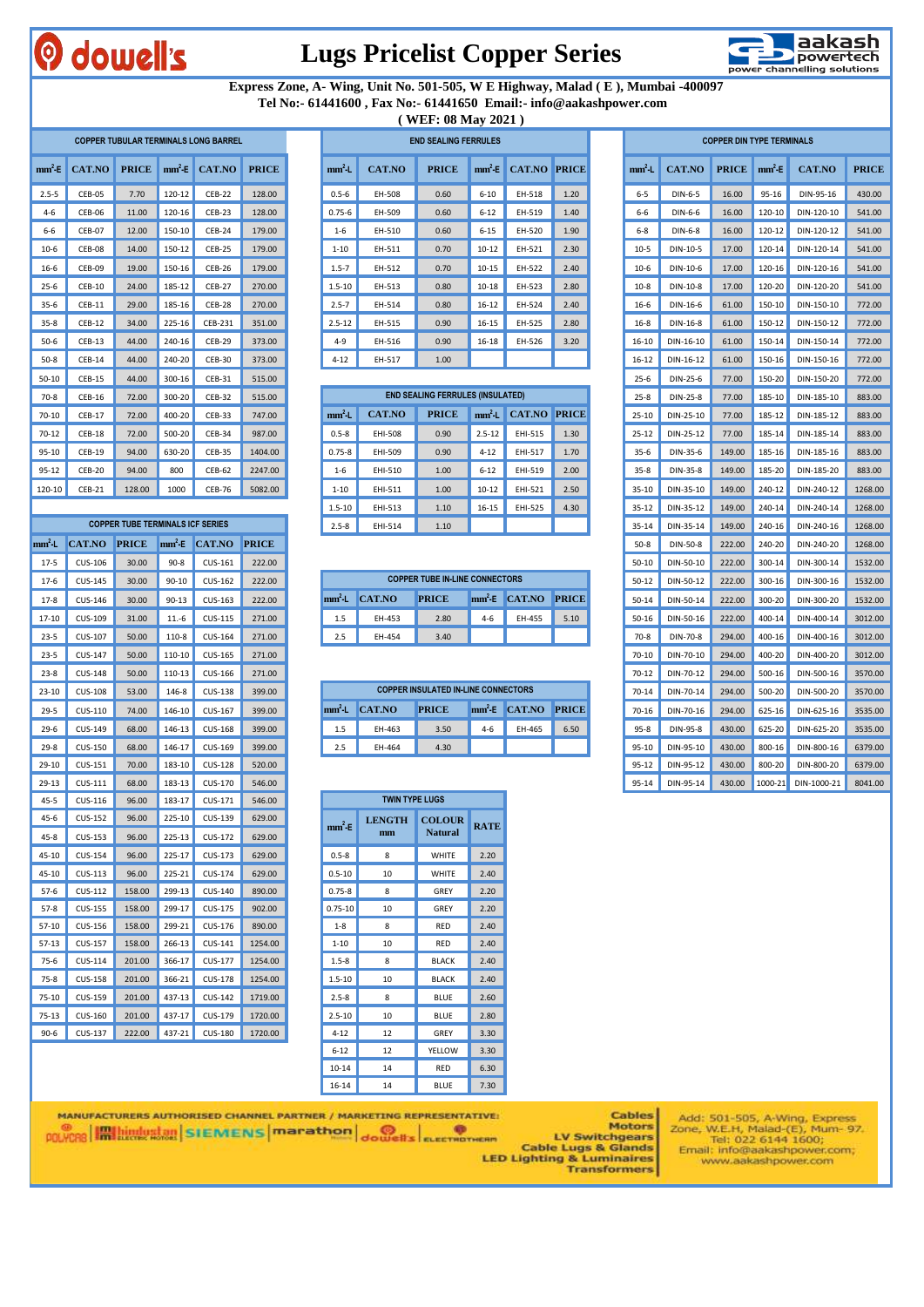# Lugs Pricelist Copper Series

dowell's — aakash powertech (power channelling solutions)

**Express Zone, A- Wing, Unit No. 501-505, W E Highway, Malad ( E ), Mumbai -400097**
**Tel No:- 61441600 , Fax No:- 61441650 Email:- info@aakashpower.com**
**( WEF: 08 May 2021 )**

## COPPER TUBULAR TERMINALS LONG BARREL

| mm²-E | CAT.NO | PRICE | mm²-E | CAT.NO | PRICE |
|---|---|---|---|---|---|
| 2.5-5 | CEB-05 | 7.70 | 120-12 | CEB-22 | 128.00 |
| 4-6 | CEB-06 | 11.00 | 120-16 | CEB-23 | 128.00 |
| 6-6 | CEB-07 | 12.00 | 150-10 | CEB-24 | 179.00 |
| 10-6 | CEB-08 | 14.00 | 150-12 | CEB-25 | 179.00 |
| 16-6 | CEB-09 | 19.00 | 150-16 | CEB-26 | 179.00 |
| 25-6 | CEB-10 | 24.00 | 185-12 | CEB-27 | 270.00 |
| 35-6 | CEB-11 | 29.00 | 185-16 | CEB-28 | 270.00 |
| 35-8 | CEB-12 | 34.00 | 225-16 | CEB-231 | 351.00 |
| 50-6 | CEB-13 | 44.00 | 240-16 | CEB-29 | 373.00 |
| 50-8 | CEB-14 | 44.00 | 240-20 | CEB-30 | 373.00 |
| 50-10 | CEB-15 | 44.00 | 300-16 | CEB-31 | 515.00 |
| 70-8 | CEB-16 | 72.00 | 300-20 | CEB-32 | 515.00 |
| 70-10 | CEB-17 | 72.00 | 400-20 | CEB-33 | 747.00 |
| 70-12 | CEB-18 | 72.00 | 500-20 | CEB-34 | 987.00 |
| 95-10 | CEB-19 | 94.00 | 630-20 | CEB-35 | 1404.00 |
| 95-12 | CEB-20 | 94.00 | 800 | CEB-62 | 2247.00 |
| 120-10 | CEB-21 | 128.00 | 1000 | CEB-76 | 5082.00 |

## COPPER TUBE TERMINALS ICF SERIES

| mm²-L | CAT.NO | PRICE | mm²-E | CAT.NO | PRICE |
|---|---|---|---|---|---|
| 17-5 | CUS-106 | 30.00 | 90-8 | CUS-161 | 222.00 |
| 17-6 | CUS-145 | 30.00 | 90-10 | CUS-162 | 222.00 |
| 17-8 | CUS-146 | 30.00 | 90-13 | CUS-163 | 222.00 |
| 17-10 | CUS-109 | 31.00 | 11.-6 | CUS-115 | 271.00 |
| 23-5 | CUS-107 | 50.00 | 110-8 | CUS-164 | 271.00 |
| 23-5 | CUS-147 | 50.00 | 110-10 | CUS-165 | 271.00 |
| 23-8 | CUS-148 | 50.00 | 110-13 | CUS-166 | 271.00 |
| 23-10 | CUS-108 | 53.00 | 146-8 | CUS-138 | 399.00 |
| 29-5 | CUS-110 | 74.00 | 146-10 | CUS-167 | 399.00 |
| 29-6 | CUS-149 | 68.00 | 146-13 | CUS-168 | 399.00 |
| 29-8 | CUS-150 | 68.00 | 146-17 | CUS-169 | 399.00 |
| 29-10 | CUS-151 | 70.00 | 183-10 | CUS-128 | 520.00 |
| 29-13 | CUS-111 | 68.00 | 183-13 | CUS-170 | 546.00 |
| 45-5 | CUS-116 | 96.00 | 183-17 | CUS-171 | 546.00 |
| 45-6 | CUS-152 | 96.00 | 225-10 | CUS-139 | 629.00 |
| 45-8 | CUS-153 | 96.00 | 225-13 | CUS-172 | 629.00 |
| 45-10 | CUS-154 | 96.00 | 225-17 | CUS-173 | 629.00 |
| 45-10 | CUS-113 | 96.00 | 225-21 | CUS-174 | 629.00 |
| 57-6 | CUS-112 | 158.00 | 299-13 | CUS-140 | 890.00 |
| 57-8 | CUS-155 | 158.00 | 299-17 | CUS-175 | 902.00 |
| 57-10 | CUS-156 | 158.00 | 299-21 | CUS-176 | 890.00 |
| 57-13 | CUS-157 | 158.00 | 266-13 | CUS-141 | 1254.00 |
| 75-6 | CUS-114 | 201.00 | 366-17 | CUS-177 | 1254.00 |
| 75-8 | CUS-158 | 201.00 | 366-21 | CUS-178 | 1254.00 |
| 75-10 | CUS-159 | 201.00 | 437-13 | CUS-142 | 1719.00 |
| 75-13 | CUS-160 | 201.00 | 437-17 | CUS-179 | 1720.00 |
| 90-6 | CUS-137 | 222.00 | 437-21 | CUS-180 | 1720.00 |

## END SEALING FERRULES

| mm²-L | CAT.NO | PRICE | mm²-E | CAT.NO | PRICE |
|---|---|---|---|---|---|
| 0.5-6 | EH-508 | 0.60 | 6-10 | EH-518 | 1.20 |
| 0.75-6 | EH-509 | 0.60 | 6-12 | EH-519 | 1.40 |
| 1-6 | EH-510 | 0.60 | 6-15 | EH-520 | 1.90 |
| 1-10 | EH-511 | 0.70 | 10-12 | EH-521 | 2.30 |
| 1.5-7 | EH-512 | 0.70 | 10-15 | EH-522 | 2.40 |
| 1.5-10 | EH-513 | 0.80 | 10-18 | EH-523 | 2.80 |
| 2.5-7 | EH-514 | 0.80 | 16-12 | EH-524 | 2.40 |
| 2.5-12 | EH-515 | 0.90 | 16-15 | EH-525 | 2.80 |
| 4-9 | EH-516 | 0.90 | 16-18 | EH-526 | 3.20 |
| 4-12 | EH-517 | 1.00 | | | |

## END SEALING FERRULES (INSULATED)

| mm²-L | CAT.NO | PRICE | mm²-L | CAT.NO | PRICE |
|---|---|---|---|---|---|
| 0.5-8 | EHI-508 | 0.90 | 2.5-12 | EHI-515 | 1.30 |
| 0.75-8 | EHI-509 | 0.90 | 4-12 | EHI-517 | 1.70 |
| 1-6 | EHI-510 | 1.00 | 6-12 | EHI-519 | 2.00 |
| 1-10 | EHI-511 | 1.00 | 10-12 | EHI-521 | 2.50 |
| 1.5-10 | EHI-513 | 1.10 | 16-15 | EHI-525 | 4.30 |
| 2.5-8 | EHI-514 | 1.10 | | | |

## COPPER TUBE IN-LINE CONNECTORS

| mm²-L | CAT.NO | PRICE | mm²-E | CAT.NO | PRICE |
|---|---|---|---|---|---|
| 1.5 | EH-453 | 2.80 | 4-6 | EH-455 | 5.10 |
| 2.5 | EH-454 | 3.40 | | | |

## COPPER INSULATED IN-LINE CONNECTORS

| mm²-L | CAT.NO | PRICE | mm²-E | CAT.NO | PRICE |
|---|---|---|---|---|---|
| 1.5 | EH-463 | 3.50 | 4-6 | EH-465 | 6.50 |
| 2.5 | EH-464 | 4.30 | | | |

## TWIN TYPE LUGS

| mm²-E | LENGTH mm | COLOUR Natural | RATE |
|---|---|---|---|
| 0.5-8 | 8 | WHITE | 2.20 |
| 0.5-10 | 10 | WHITE | 2.40 |
| 0.75-8 | 8 | GREY | 2.20 |
| 0.75-10 | 10 | GREY | 2.20 |
| 1-8 | 8 | RED | 2.40 |
| 1-10 | 10 | RED | 2.40 |
| 1.5-8 | 8 | BLACK | 2.40 |
| 1.5-10 | 10 | BLACK | 2.40 |
| 2.5-8 | 8 | BLUE | 2.60 |
| 2.5-10 | 10 | BLUE | 2.80 |
| 4-12 | 12 | GREY | 3.30 |
| 6-12 | 12 | YELLOW | 3.30 |
| 10-14 | 14 | RED | 6.30 |
| 16-14 | 14 | BLUE | 7.30 |

## COPPER DIN TYPE TERMINALS

| mm²-L | CAT.NO | PRICE | mm²-E | CAT.NO | PRICE |
|---|---|---|---|---|---|
| 6-5 | DIN-6-5 | 16.00 | 95-16 | DIN-95-16 | 430.00 |
| 6-6 | DIN-6-6 | 16.00 | 120-10 | DIN-120-10 | 541.00 |
| 6-8 | DIN-6-8 | 16.00 | 120-12 | DIN-120-12 | 541.00 |
| 10-5 | DIN-10-5 | 17.00 | 120-14 | DIN-120-14 | 541.00 |
| 10-6 | DIN-10-6 | 17.00 | 120-16 | DIN-120-16 | 541.00 |
| 10-8 | DIN-10-8 | 17.00 | 120-20 | DIN-120-20 | 541.00 |
| 16-6 | DIN-16-6 | 61.00 | 150-10 | DIN-150-10 | 772.00 |
| 16-8 | DIN-16-8 | 61.00 | 150-12 | DIN-150-12 | 772.00 |
| 16-10 | DIN-16-10 | 61.00 | 150-14 | DIN-150-14 | 772.00 |
| 16-12 | DIN-16-12 | 61.00 | 150-16 | DIN-150-16 | 772.00 |
| 25-6 | DIN-25-6 | 77.00 | 150-20 | DIN-150-20 | 772.00 |
| 25-8 | DIN-25-8 | 77.00 | 185-10 | DIN-185-10 | 883.00 |
| 25-10 | DIN-25-10 | 77.00 | 185-12 | DIN-185-12 | 883.00 |
| 25-12 | DIN-25-12 | 77.00 | 185-14 | DIN-185-14 | 883.00 |
| 35-6 | DIN-35-6 | 149.00 | 185-16 | DIN-185-16 | 883.00 |
| 35-8 | DIN-35-8 | 149.00 | 185-20 | DIN-185-20 | 883.00 |
| 35-10 | DIN-35-10 | 149.00 | 240-12 | DIN-240-12 | 1268.00 |
| 35-12 | DIN-35-12 | 149.00 | 240-14 | DIN-240-14 | 1268.00 |
| 35-14 | DIN-35-14 | 149.00 | 240-16 | DIN-240-16 | 1268.00 |
| 50-8 | DIN-50-8 | 222.00 | 240-20 | DIN-240-20 | 1268.00 |
| 50-10 | DIN-50-10 | 222.00 | 300-14 | DIN-300-14 | 1532.00 |
| 50-12 | DIN-50-12 | 222.00 | 300-16 | DIN-300-16 | 1532.00 |
| 50-14 | DIN-50-14 | 222.00 | 300-20 | DIN-300-20 | 1532.00 |
| 50-16 | DIN-50-16 | 222.00 | 400-14 | DIN-400-14 | 3012.00 |
| 70-8 | DIN-70-8 | 294.00 | 400-16 | DIN-400-16 | 3012.00 |
| 70-10 | DIN-70-10 | 294.00 | 400-20 | DIN-400-20 | 3012.00 |
| 70-12 | DIN-70-12 | 294.00 | 500-16 | DIN-500-16 | 3570.00 |
| 70-14 | DIN-70-14 | 294.00 | 500-20 | DIN-500-20 | 3570.00 |
| 70-16 | DIN-70-16 | 294.00 | 625-16 | DIN-625-16 | 3535.00 |
| 95-8 | DIN-95-8 | 430.00 | 625-20 | DIN-625-20 | 3535.00 |
| 95-10 | DIN-95-10 | 430.00 | 800-16 | DIN-800-16 | 6379.00 |
| 95-12 | DIN-95-12 | 430.00 | 800-20 | DIN-800-20 | 6379.00 |
| 95-14 | DIN-95-14 | 430.00 | 1000-21 | DIN-1000-21 | 8041.00 |

MANUFACTURERS AUTHORISED CHANNEL PARTNER / MARKETING REPRESENTATIVE:

POLYCAB | hindustan ELECTRIC MOTORS | SIEMENS | marathon Motors | dowell's | ELECTROTHERM

Cables
Motors
LV Switchgears
Cable Lugs & Glands
LED Lighting & Luminaires
Transformers

Add: 501-505, A-Wing, Express Zone, W.E.H, Malad-(E), Mum- 97.
Tel: 022 6144 1600;
Email: info@aakashpower.com;
www.aakashpower.com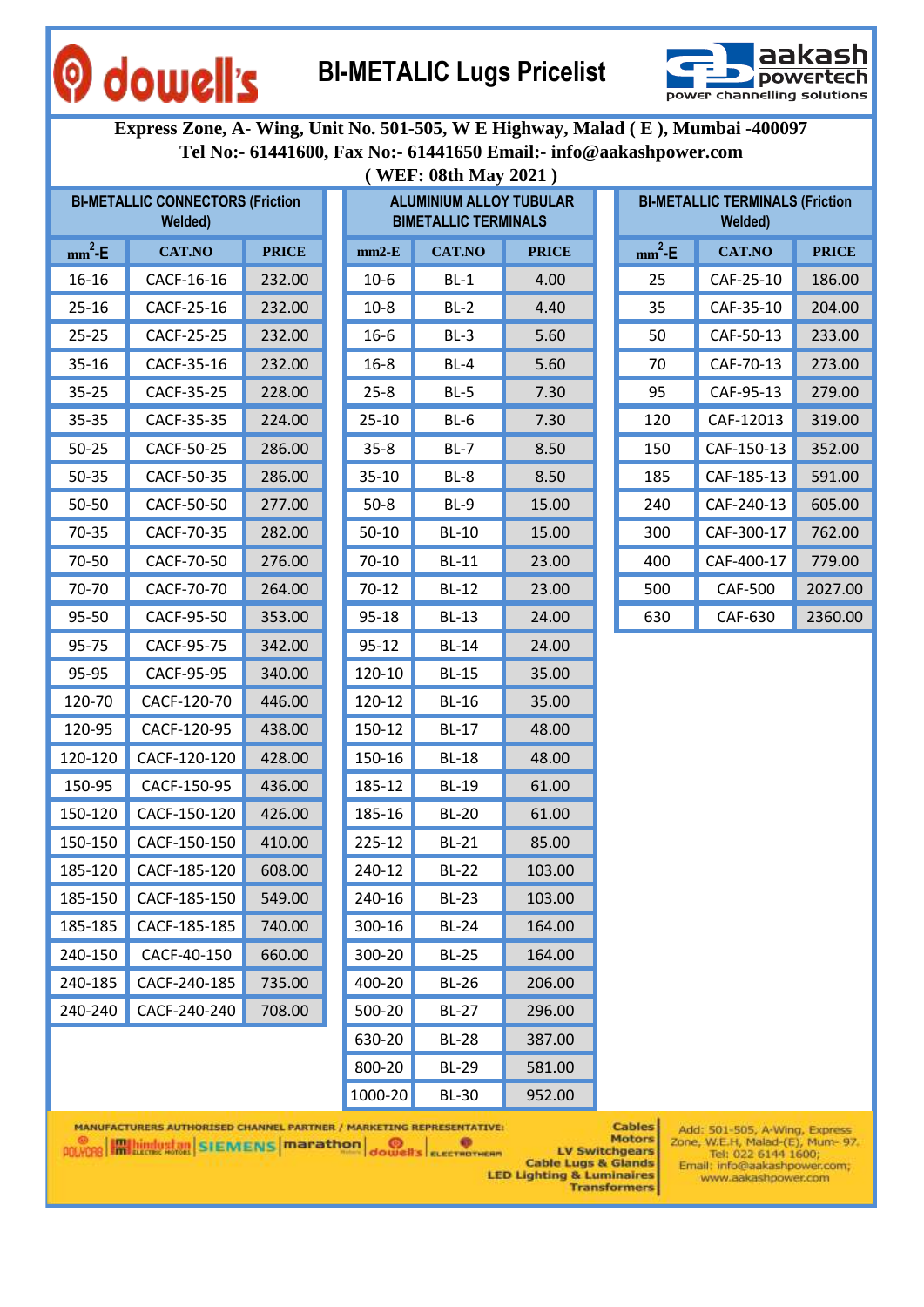# BI-METALIC Lugs Pricelist

dowell's | aakash powertech — power channelling solutions

**Express Zone, A- Wing, Unit No. 501-505, W E Highway, Malad ( E ), Mumbai -400097**
**Tel No:- 61441600, Fax No:- 61441650 Email:- info@aakashpower.com**
**( WEF: 08th May 2021 )**

## BI-METALLIC CONNECTORS (Friction Welded)

| $mm^2$-E | CAT.NO | PRICE |
|---|---|---|
| 16-16 | CACF-16-16 | 232.00 |
| 25-16 | CACF-25-16 | 232.00 |
| 25-25 | CACF-25-25 | 232.00 |
| 35-16 | CACF-35-16 | 232.00 |
| 35-25 | CACF-35-25 | 228.00 |
| 35-35 | CACF-35-35 | 224.00 |
| 50-25 | CACF-50-25 | 286.00 |
| 50-35 | CACF-50-35 | 286.00 |
| 50-50 | CACF-50-50 | 277.00 |
| 70-35 | CACF-70-35 | 282.00 |
| 70-50 | CACF-70-50 | 276.00 |
| 70-70 | CACF-70-70 | 264.00 |
| 95-50 | CACF-95-50 | 353.00 |
| 95-75 | CACF-95-75 | 342.00 |
| 95-95 | CACF-95-95 | 340.00 |
| 120-70 | CACF-120-70 | 446.00 |
| 120-95 | CACF-120-95 | 438.00 |
| 120-120 | CACF-120-120 | 428.00 |
| 150-95 | CACF-150-95 | 436.00 |
| 150-120 | CACF-150-120 | 426.00 |
| 150-150 | CACF-150-150 | 410.00 |
| 185-120 | CACF-185-120 | 608.00 |
| 185-150 | CACF-185-150 | 549.00 |
| 185-185 | CACF-185-185 | 740.00 |
| 240-150 | CACF-40-150 | 660.00 |
| 240-185 | CACF-240-185 | 735.00 |
| 240-240 | CACF-240-240 | 708.00 |

## ALUMINIUM ALLOY TUBULAR BIMETALLIC TERMINALS

| mm2-E | CAT.NO | PRICE |
|---|---|---|
| 10-6 | BL-1 | 4.00 |
| 10-8 | BL-2 | 4.40 |
| 16-6 | BL-3 | 5.60 |
| 16-8 | BL-4 | 5.60 |
| 25-8 | BL-5 | 7.30 |
| 25-10 | BL-6 | 7.30 |
| 35-8 | BL-7 | 8.50 |
| 35-10 | BL-8 | 8.50 |
| 50-8 | BL-9 | 15.00 |
| 50-10 | BL-10 | 15.00 |
| 70-10 | BL-11 | 23.00 |
| 70-12 | BL-12 | 23.00 |
| 95-18 | BL-13 | 24.00 |
| 95-12 | BL-14 | 24.00 |
| 120-10 | BL-15 | 35.00 |
| 120-12 | BL-16 | 35.00 |
| 150-12 | BL-17 | 48.00 |
| 150-16 | BL-18 | 48.00 |
| 185-12 | BL-19 | 61.00 |
| 185-16 | BL-20 | 61.00 |
| 225-12 | BL-21 | 85.00 |
| 240-12 | BL-22 | 103.00 |
| 240-16 | BL-23 | 103.00 |
| 300-16 | BL-24 | 164.00 |
| 300-20 | BL-25 | 164.00 |
| 400-20 | BL-26 | 206.00 |
| 500-20 | BL-27 | 296.00 |
| 630-20 | BL-28 | 387.00 |
| 800-20 | BL-29 | 581.00 |
| 1000-20 | BL-30 | 952.00 |

## BI-METALLIC TERMINALS (Friction Welded)

| $mm^2$-E | CAT.NO | PRICE |
|---|---|---|
| 25 | CAF-25-10 | 186.00 |
| 35 | CAF-35-10 | 204.00 |
| 50 | CAF-50-13 | 233.00 |
| 70 | CAF-70-13 | 273.00 |
| 95 | CAF-95-13 | 279.00 |
| 120 | CAF-12013 | 319.00 |
| 150 | CAF-150-13 | 352.00 |
| 185 | CAF-185-13 | 591.00 |
| 240 | CAF-240-13 | 605.00 |
| 300 | CAF-300-17 | 762.00 |
| 400 | CAF-400-17 | 779.00 |
| 500 | CAF-500 | 2027.00 |
| 630 | CAF-630 | 2360.00 |

MANUFACTURERS AUTHORISED CHANNEL PARTNER / MARKETING REPRESENTATIVE:
POLYCAB | hindustan ELECTRIC MOTORS | SIEMENS | marathon | dowell's | ELECTROTHERM

Cables
Motors
LV Switchgears
Cable Lugs & Glands
LED Lighting & Luminaires
Transformers

Add: 501-505, A-Wing, Express Zone, W.E.H, Malad-(E), Mum- 97.
Tel: 022 6144 1600;
Email: info@aakashpower.com;
www.aakashpower.com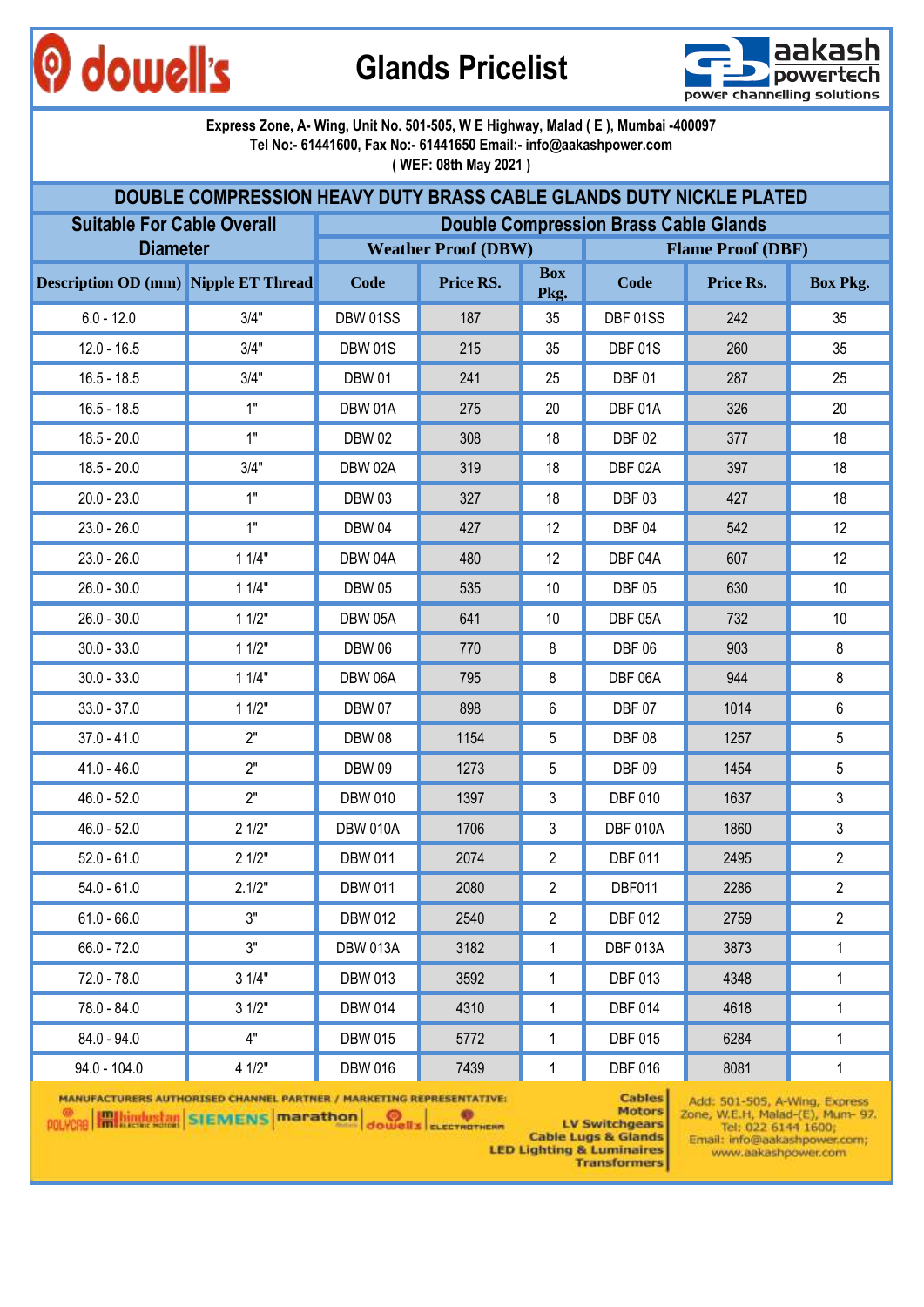# Glands Pricelist

dowell's

aakash powertech — power channelling solutions

Express Zone, A- Wing, Unit No. 501-505, W E Highway, Malad ( E ), Mumbai -400097
Tel No:- 61441600, Fax No:- 61441650 Email:- info@aakashpower.com
( WEF: 08th May 2021 )

## DOUBLE COMPRESSION HEAVY DUTY BRASS CABLE GLANDS DUTY NICKLE PLATED

| Suitable For Cable Overall Diameter | | Double Compression Brass Cable Glands | | | | | |
|---|---|---|---|---|---|---|---|
| | | Weather Proof (DBW) | | | Flame Proof (DBF) | | |
| Description OD (mm) | Nipple ET Thread | Code | Price RS. | Box Pkg. | Code | Price Rs. | Box Pkg. |
| 6.0 - 12.0 | 3/4" | DBW 01SS | 187 | 35 | DBF 01SS | 242 | 35 |
| 12.0 - 16.5 | 3/4" | DBW 01S | 215 | 35 | DBF 01S | 260 | 35 |
| 16.5 - 18.5 | 3/4" | DBW 01 | 241 | 25 | DBF 01 | 287 | 25 |
| 16.5 - 18.5 | 1" | DBW 01A | 275 | 20 | DBF 01A | 326 | 20 |
| 18.5 - 20.0 | 1" | DBW 02 | 308 | 18 | DBF 02 | 377 | 18 |
| 18.5 - 20.0 | 3/4" | DBW 02A | 319 | 18 | DBF 02A | 397 | 18 |
| 20.0 - 23.0 | 1" | DBW 03 | 327 | 18 | DBF 03 | 427 | 18 |
| 23.0 - 26.0 | 1" | DBW 04 | 427 | 12 | DBF 04 | 542 | 12 |
| 23.0 - 26.0 | 1 1/4" | DBW 04A | 480 | 12 | DBF 04A | 607 | 12 |
| 26.0 - 30.0 | 1 1/4" | DBW 05 | 535 | 10 | DBF 05 | 630 | 10 |
| 26.0 - 30.0 | 1 1/2" | DBW 05A | 641 | 10 | DBF 05A | 732 | 10 |
| 30.0 - 33.0 | 1 1/2" | DBW 06 | 770 | 8 | DBF 06 | 903 | 8 |
| 30.0 - 33.0 | 1 1/4" | DBW 06A | 795 | 8 | DBF 06A | 944 | 8 |
| 33.0 - 37.0 | 1 1/2" | DBW 07 | 898 | 6 | DBF 07 | 1014 | 6 |
| 37.0 - 41.0 | 2" | DBW 08 | 1154 | 5 | DBF 08 | 1257 | 5 |
| 41.0 - 46.0 | 2" | DBW 09 | 1273 | 5 | DBF 09 | 1454 | 5 |
| 46.0 - 52.0 | 2" | DBW 010 | 1397 | 3 | DBF 010 | 1637 | 3 |
| 46.0 - 52.0 | 2 1/2" | DBW 010A | 1706 | 3 | DBF 010A | 1860 | 3 |
| 52.0 - 61.0 | 2 1/2" | DBW 011 | 2074 | 2 | DBF 011 | 2495 | 2 |
| 54.0 - 61.0 | 2.1/2" | DBW 011 | 2080 | 2 | DBF011 | 2286 | 2 |
| 61.0 - 66.0 | 3" | DBW 012 | 2540 | 2 | DBF 012 | 2759 | 2 |
| 66.0 - 72.0 | 3" | DBW 013A | 3182 | 1 | DBF 013A | 3873 | 1 |
| 72.0 - 78.0 | 3 1/4" | DBW 013 | 3592 | 1 | DBF 013 | 4348 | 1 |
| 78.0 - 84.0 | 3 1/2" | DBW 014 | 4310 | 1 | DBF 014 | 4618 | 1 |
| 84.0 - 94.0 | 4" | DBW 015 | 5772 | 1 | DBF 015 | 6284 | 1 |
| 94.0 - 104.0 | 4 1/2" | DBW 016 | 7439 | 1 | DBF 016 | 8081 | 1 |

MANUFACTURERS AUTHORISED CHANNEL PARTNER / MARKETING REPRESENTATIVE:
POLYCAB | hindustan ELECTRIC MOTORS | SIEMENS | marathon | dowell's | ELECTROTHERM

Cables
Motors
LV Switchgears
Cable Lugs & Glands
LED Lighting & Luminaires
Transformers

Add: 501-505, A-Wing, Express Zone, W.E.H, Malad-(E), Mum- 97.
Tel: 022 6144 1600;
Email: info@aakashpower.com;
www.aakashpower.com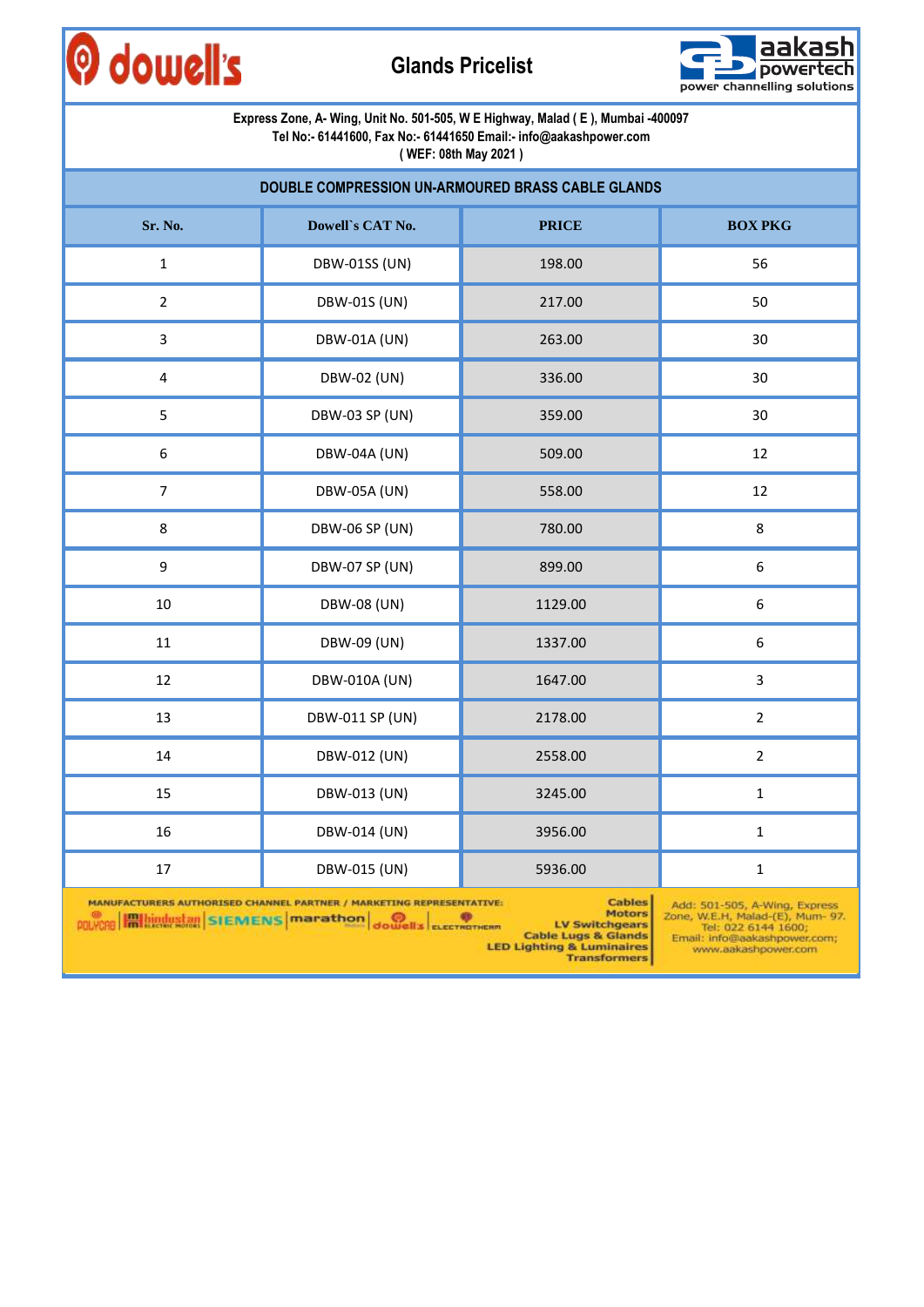dowell's

# Glands Pricelist

aakash powertech
power channelling solutions

**Express Zone, A- Wing, Unit No. 501-505, W E Highway, Malad ( E ), Mumbai -400097**
**Tel No:- 61441600, Fax No:- 61441650 Email:- info@aakashpower.com**
**( WEF: 08th May 2021 )**

## DOUBLE COMPRESSION UN-ARMOURED BRASS CABLE GLANDS

| Sr. No. | Dowell`s CAT No. | PRICE | BOX PKG |
|---|---|---|---|
| 1 | DBW-01SS (UN) | 198.00 | 56 |
| 2 | DBW-01S (UN) | 217.00 | 50 |
| 3 | DBW-01A (UN) | 263.00 | 30 |
| 4 | DBW-02 (UN) | 336.00 | 30 |
| 5 | DBW-03 SP (UN) | 359.00 | 30 |
| 6 | DBW-04A (UN) | 509.00 | 12 |
| 7 | DBW-05A (UN) | 558.00 | 12 |
| 8 | DBW-06 SP (UN) | 780.00 | 8 |
| 9 | DBW-07 SP (UN) | 899.00 | 6 |
| 10 | DBW-08 (UN) | 1129.00 | 6 |
| 11 | DBW-09 (UN) | 1337.00 | 6 |
| 12 | DBW-010A (UN) | 1647.00 | 3 |
| 13 | DBW-011 SP (UN) | 2178.00 | 2 |
| 14 | DBW-012 (UN) | 2558.00 | 2 |
| 15 | DBW-013 (UN) | 3245.00 | 1 |
| 16 | DBW-014 (UN) | 3956.00 | 1 |
| 17 | DBW-015 (UN) | 5936.00 | 1 |

MANUFACTURERS AUTHORISED CHANNEL PARTNER / MARKETING REPRESENTATIVE:
POLYCAB | hindustan | SIEMENS | marathon | dowell's | ELECTROTHERM

Cables
Motors
LV Switchgears
Cable Lugs & Glands
LED Lighting & Luminaires
Transformers

Add: 501-505, A-Wing, Express Zone, W.E.H, Malad-(E), Mum- 97.
Tel: 022 6144 1600;
Email: info@aakashpower.com;
www.aakashpower.com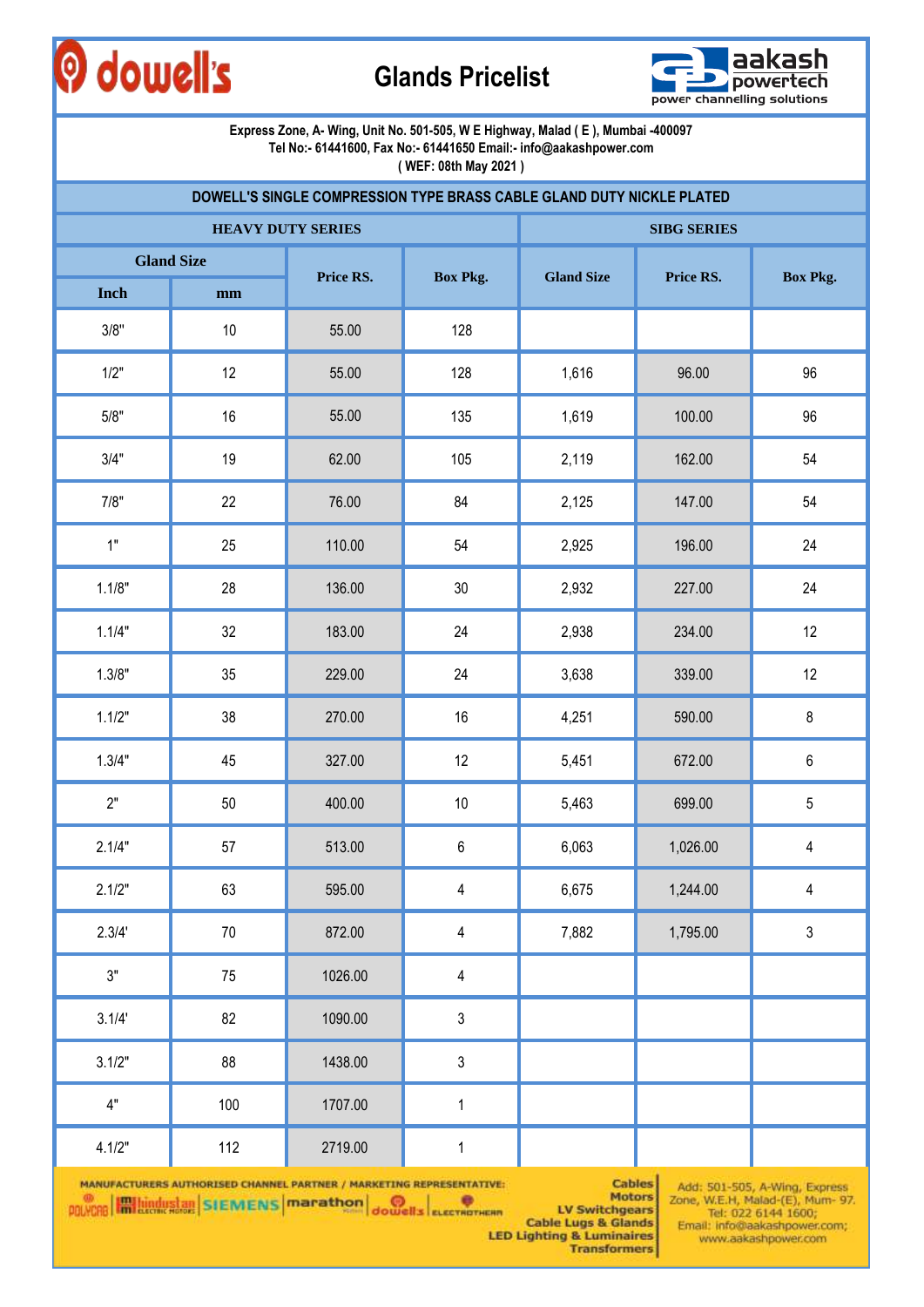# Glands Pricelist

dowell's

aakash powertech — power channelling solutions

Express Zone, A- Wing, Unit No. 501-505, W E Highway, Malad ( E ), Mumbai -400097
Tel No:- 61441600, Fax No:- 61441650 Email:- info@aakashpower.com
( WEF: 08th May 2021 )

## DOWELL'S SINGLE COMPRESSION TYPE BRASS CABLE GLAND DUTY NICKLE PLATED

| HEAVY DUTY SERIES | | | | SIBG SERIES | | |
|---|---|---|---|---|---|---|
| Gland Size | | Price RS. | Box Pkg. | Gland Size | Price RS. | Box Pkg. |
| Inch | mm | | | | | |
| 3/8" | 10 | 55.00 | 128 | | | |
| 1/2" | 12 | 55.00 | 128 | 1,616 | 96.00 | 96 |
| 5/8" | 16 | 55.00 | 135 | 1,619 | 100.00 | 96 |
| 3/4" | 19 | 62.00 | 105 | 2,119 | 162.00 | 54 |
| 7/8" | 22 | 76.00 | 84 | 2,125 | 147.00 | 54 |
| 1" | 25 | 110.00 | 54 | 2,925 | 196.00 | 24 |
| 1.1/8" | 28 | 136.00 | 30 | 2,932 | 227.00 | 24 |
| 1.1/4" | 32 | 183.00 | 24 | 2,938 | 234.00 | 12 |
| 1.3/8" | 35 | 229.00 | 24 | 3,638 | 339.00 | 12 |
| 1.1/2" | 38 | 270.00 | 16 | 4,251 | 590.00 | 8 |
| 1.3/4" | 45 | 327.00 | 12 | 5,451 | 672.00 | 6 |
| 2" | 50 | 400.00 | 10 | 5,463 | 699.00 | 5 |
| 2.1/4" | 57 | 513.00 | 6 | 6,063 | 1,026.00 | 4 |
| 2.1/2" | 63 | 595.00 | 4 | 6,675 | 1,244.00 | 4 |
| 2.3/4' | 70 | 872.00 | 4 | 7,882 | 1,795.00 | 3 |
| 3" | 75 | 1026.00 | 4 | | | |
| 3.1/4' | 82 | 1090.00 | 3 | | | |
| 3.1/2" | 88 | 1438.00 | 3 | | | |
| 4" | 100 | 1707.00 | 1 | | | |
| 4.1/2" | 112 | 2719.00 | 1 | | | |

MANUFACTURERS AUTHORISED CHANNEL PARTNER / MARKETING REPRESENTATIVE:
POLYCAB | hindustan ELECTRIC MOTORS | SIEMENS | marathon | dowell's | ELECTROTHERM

Cables
Motors
LV Switchgears
Cable Lugs & Glands
LED Lighting & Luminaires
Transformers

Add: 501-505, A-Wing, Express Zone, W.E.H, Malad-(E), Mum- 97.
Tel: 022 6144 1600;
Email: info@aakashpower.com;
www.aakashpower.com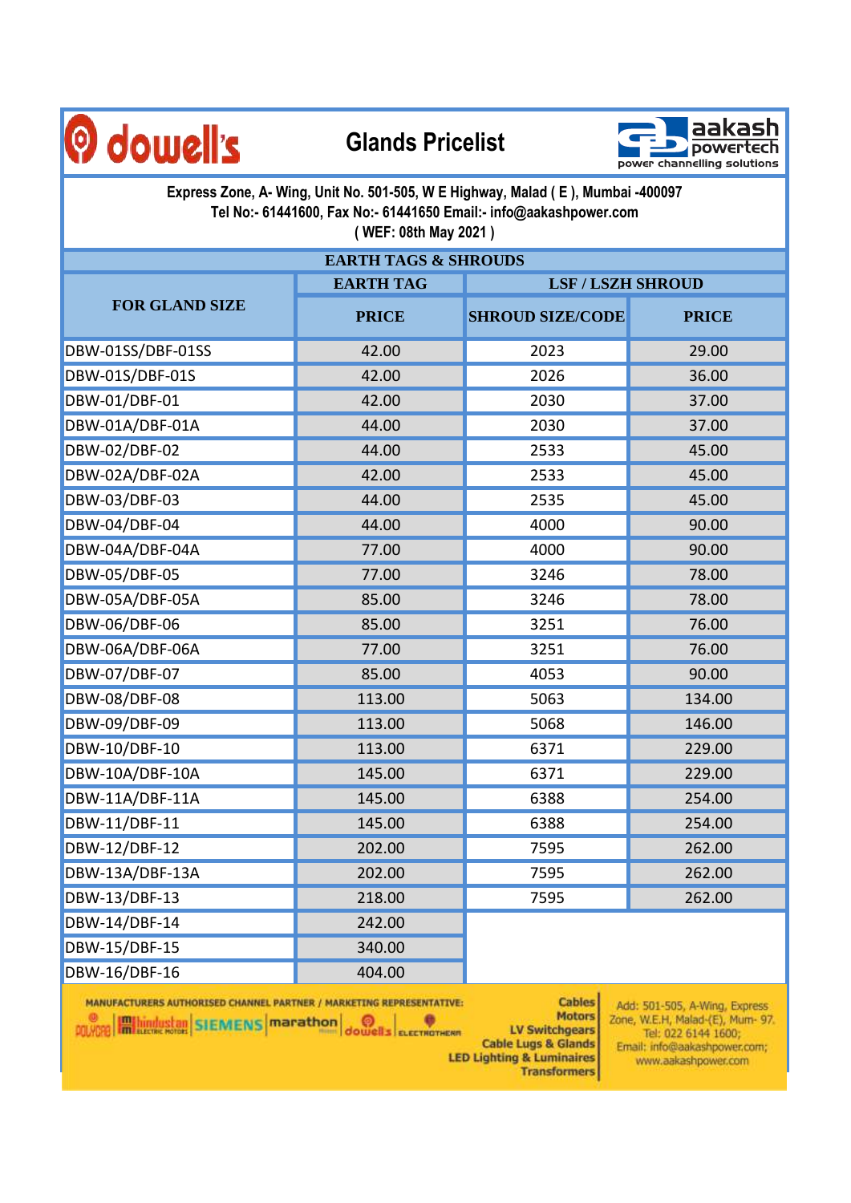dowell's

# Glands Pricelist

aakash powertech
power channelling solutions

**Express Zone, A- Wing, Unit No. 501-505, W E Highway, Malad ( E ), Mumbai -400097**
**Tel No:- 61441600, Fax No:- 61441650 Email:- info@aakashpower.com**
**( WEF: 08th May 2021 )**

## EARTH TAGS & SHROUDS

| FOR GLAND SIZE | EARTH TAG | LSF / LSZH SHROUD | |
|---|---|---|---|
| | PRICE | SHROUD SIZE/CODE | PRICE |
| DBW-01SS/DBF-01SS | 42.00 | 2023 | 29.00 |
| DBW-01S/DBF-01S | 42.00 | 2026 | 36.00 |
| DBW-01/DBF-01 | 42.00 | 2030 | 37.00 |
| DBW-01A/DBF-01A | 44.00 | 2030 | 37.00 |
| DBW-02/DBF-02 | 44.00 | 2533 | 45.00 |
| DBW-02A/DBF-02A | 42.00 | 2533 | 45.00 |
| DBW-03/DBF-03 | 44.00 | 2535 | 45.00 |
| DBW-04/DBF-04 | 44.00 | 4000 | 90.00 |
| DBW-04A/DBF-04A | 77.00 | 4000 | 90.00 |
| DBW-05/DBF-05 | 77.00 | 3246 | 78.00 |
| DBW-05A/DBF-05A | 85.00 | 3246 | 78.00 |
| DBW-06/DBF-06 | 85.00 | 3251 | 76.00 |
| DBW-06A/DBF-06A | 77.00 | 3251 | 76.00 |
| DBW-07/DBF-07 | 85.00 | 4053 | 90.00 |
| DBW-08/DBF-08 | 113.00 | 5063 | 134.00 |
| DBW-09/DBF-09 | 113.00 | 5068 | 146.00 |
| DBW-10/DBF-10 | 113.00 | 6371 | 229.00 |
| DBW-10A/DBF-10A | 145.00 | 6371 | 229.00 |
| DBW-11A/DBF-11A | 145.00 | 6388 | 254.00 |
| DBW-11/DBF-11 | 145.00 | 6388 | 254.00 |
| DBW-12/DBF-12 | 202.00 | 7595 | 262.00 |
| DBW-13A/DBF-13A | 202.00 | 7595 | 262.00 |
| DBW-13/DBF-13 | 218.00 | 7595 | 262.00 |
| DBW-14/DBF-14 | 242.00 | | |
| DBW-15/DBF-15 | 340.00 | | |
| DBW-16/DBF-16 | 404.00 | | |

MANUFACTURERS AUTHORISED CHANNEL PARTNER / MARKETING REPRESENTATIVE:
POLYCAB | hindustan ELECTRIC MOTORS | SIEMENS | marathon | dowell's | ELECTROTHERM

Cables
Motors
LV Switchgears
Cable Lugs & Glands
LED Lighting & Luminaires
Transformers

Add: 501-505, A-Wing, Express Zone, W.E.H, Malad-(E), Mum- 97.
Tel: 022 6144 1600;
Email: info@aakashpower.com;
www.aakashpower.com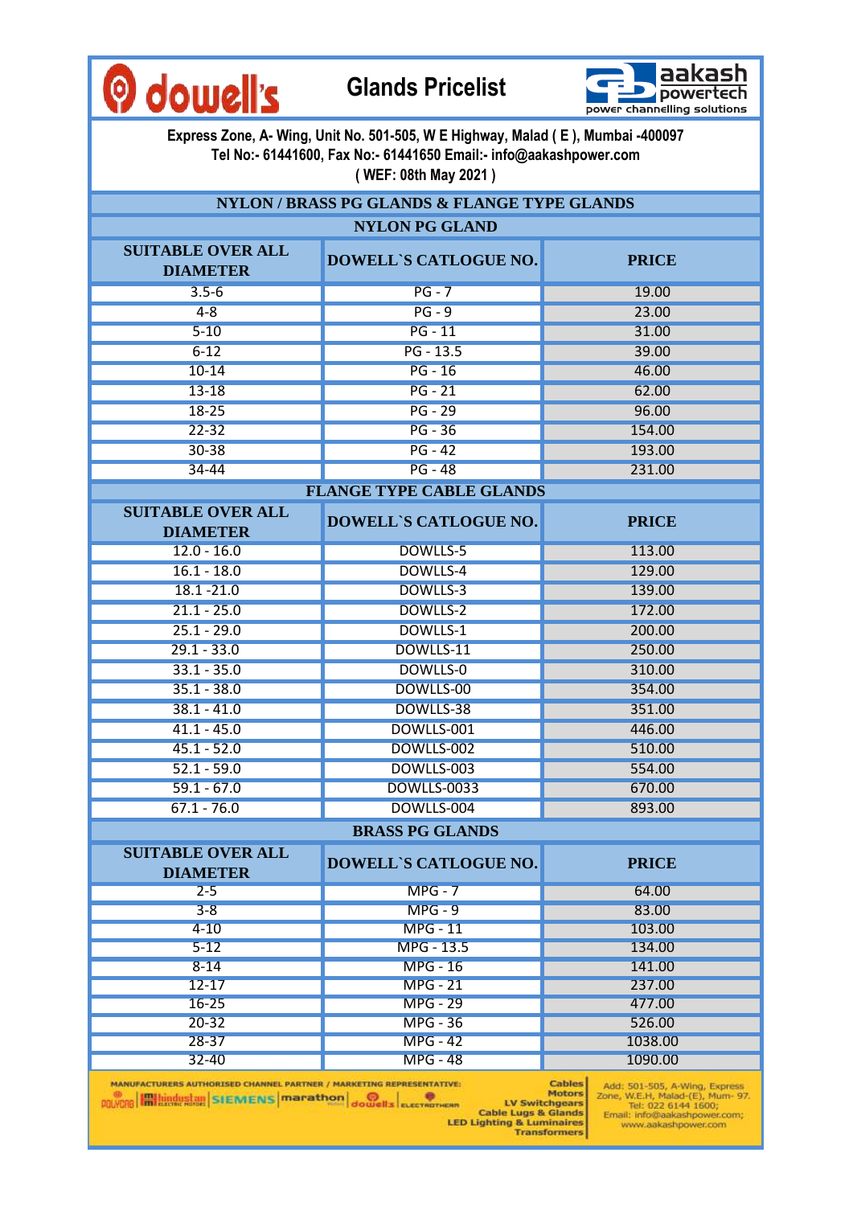# Glands Pricelist

dowell's | aakash powertech — power channelling solutions

Express Zone, A- Wing, Unit No. 501-505, W E Highway, Malad ( E ), Mumbai -400097
Tel No:- 61441600, Fax No:- 61441650 Email:- info@aakashpower.com
( WEF: 08th May 2021 )

## NYLON / BRASS PG GLANDS & FLANGE TYPE GLANDS

### NYLON PG GLAND

| SUITABLE OVER ALL DIAMETER | DOWELL`S CATLOGUE NO. | PRICE |
|---|---|---|
| 3.5-6 | PG - 7 | 19.00 |
| 4-8 | PG - 9 | 23.00 |
| 5-10 | PG - 11 | 31.00 |
| 6-12 | PG - 13.5 | 39.00 |
| 10-14 | PG - 16 | 46.00 |
| 13-18 | PG - 21 | 62.00 |
| 18-25 | PG - 29 | 96.00 |
| 22-32 | PG - 36 | 154.00 |
| 30-38 | PG - 42 | 193.00 |
| 34-44 | PG - 48 | 231.00 |

### FLANGE TYPE CABLE GLANDS

| SUITABLE OVER ALL DIAMETER | DOWELL`S CATLOGUE NO. | PRICE |
|---|---|---|
| 12.0 - 16.0 | DOWLLS-5 | 113.00 |
| 16.1 - 18.0 | DOWLLS-4 | 129.00 |
| 18.1 -21.0 | DOWLLS-3 | 139.00 |
| 21.1 - 25.0 | DOWLLS-2 | 172.00 |
| 25.1 - 29.0 | DOWLLS-1 | 200.00 |
| 29.1 - 33.0 | DOWLLS-11 | 250.00 |
| 33.1 - 35.0 | DOWLLS-0 | 310.00 |
| 35.1 - 38.0 | DOWLLS-00 | 354.00 |
| 38.1 - 41.0 | DOWLLS-38 | 351.00 |
| 41.1 - 45.0 | DOWLLS-001 | 446.00 |
| 45.1 - 52.0 | DOWLLS-002 | 510.00 |
| 52.1 - 59.0 | DOWLLS-003 | 554.00 |
| 59.1 - 67.0 | DOWLLS-0033 | 670.00 |
| 67.1 - 76.0 | DOWLLS-004 | 893.00 |

### BRASS PG GLANDS

| SUITABLE OVER ALL DIAMETER | DOWELL`S CATLOGUE NO. | PRICE |
|---|---|---|
| 2-5 | MPG - 7 | 64.00 |
| 3-8 | MPG - 9 | 83.00 |
| 4-10 | MPG - 11 | 103.00 |
| 5-12 | MPG - 13.5 | 134.00 |
| 8-14 | MPG - 16 | 141.00 |
| 12-17 | MPG - 21 | 237.00 |
| 16-25 | MPG - 29 | 477.00 |
| 20-32 | MPG - 36 | 526.00 |
| 28-37 | MPG - 42 | 1038.00 |
| 32-40 | MPG - 48 | 1090.00 |

MANUFACTURERS AUTHORISED CHANNEL PARTNER / MARKETING REPRESENTATIVE: POLYCAB | hindustan | SIEMENS | marathon | dowells | ELECTROTHERM

Cables, Motors, LV Switchgears, Cable Lugs & Glands, LED Lighting & Luminaires, Transformers

Add: 501-505, A-Wing, Express Zone, W.E.H, Malad-(E), Mum- 97. Tel: 022 6144 1600; Email: info@aakashpower.com; www.aakashpower.com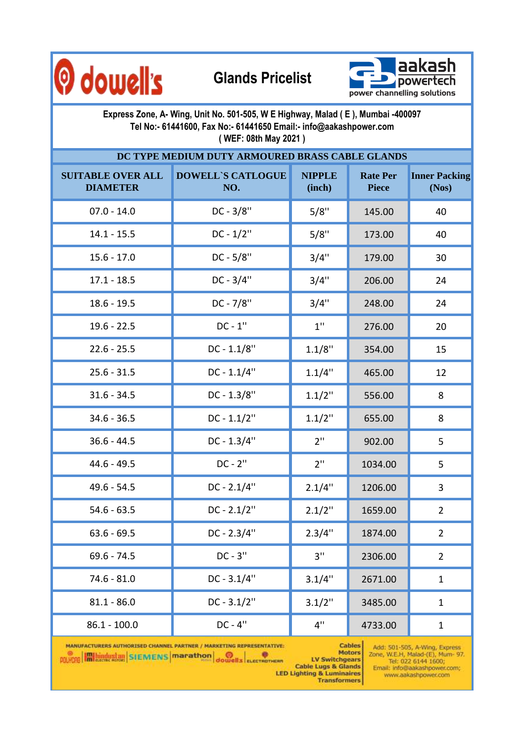# dowell's — Glands Pricelist — aakash powertech

power channelling solutions

**Express Zone, A- Wing, Unit No. 501-505, W E Highway, Malad ( E ), Mumbai -400097**
**Tel No:- 61441600, Fax No:- 61441650 Email:- info@aakashpower.com**
**( WEF: 08th May 2021 )**

## DC TYPE MEDIUM DUTY ARMOURED BRASS CABLE GLANDS

| SUITABLE OVER ALL DIAMETER | DOWELL`S CATLOGUE NO. | NIPPLE (inch) | Rate Per Piece | Inner Packing (Nos) |
|---|---|---|---|---|
| 07.0 - 14.0 | DC - 3/8" | 5/8" | 145.00 | 40 |
| 14.1 - 15.5 | DC - 1/2" | 5/8" | 173.00 | 40 |
| 15.6 - 17.0 | DC - 5/8" | 3/4" | 179.00 | 30 |
| 17.1 - 18.5 | DC - 3/4" | 3/4" | 206.00 | 24 |
| 18.6 - 19.5 | DC - 7/8" | 3/4" | 248.00 | 24 |
| 19.6 - 22.5 | DC - 1" | 1" | 276.00 | 20 |
| 22.6 - 25.5 | DC - 1.1/8" | 1.1/8" | 354.00 | 15 |
| 25.6 - 31.5 | DC - 1.1/4" | 1.1/4" | 465.00 | 12 |
| 31.6 - 34.5 | DC - 1.3/8" | 1.1/2" | 556.00 | 8 |
| 34.6 - 36.5 | DC - 1.1/2" | 1.1/2" | 655.00 | 8 |
| 36.6 - 44.5 | DC - 1.3/4" | 2" | 902.00 | 5 |
| 44.6 - 49.5 | DC - 2" | 2" | 1034.00 | 5 |
| 49.6 - 54.5 | DC - 2.1/4" | 2.1/4" | 1206.00 | 3 |
| 54.6 - 63.5 | DC - 2.1/2" | 2.1/2" | 1659.00 | 2 |
| 63.6 - 69.5 | DC - 2.3/4" | 2.3/4" | 1874.00 | 2 |
| 69.6 - 74.5 | DC - 3" | 3" | 2306.00 | 2 |
| 74.6 - 81.0 | DC - 3.1/4" | 3.1/4" | 2671.00 | 1 |
| 81.1 - 86.0 | DC - 3.1/2" | 3.1/2" | 3485.00 | 1 |
| 86.1 - 100.0 | DC - 4" | 4" | 4733.00 | 1 |

MANUFACTURERS AUTHORISED CHANNEL PARTNER / MARKETING REPRESENTATIVE: POLYCAB | hindustan | SIEMENS | marathon | dowells | ELECTROTHERM

Cables
Motors
LV Switchgears
Cable Lugs & Glands
LED Lighting & Luminaires
Transformers

Add: 501-505, A-Wing, Express Zone, W.E.H, Malad-(E), Mum- 97.
Tel: 022 6144 1600;
Email: info@aakashpower.com;
www.aakashpower.com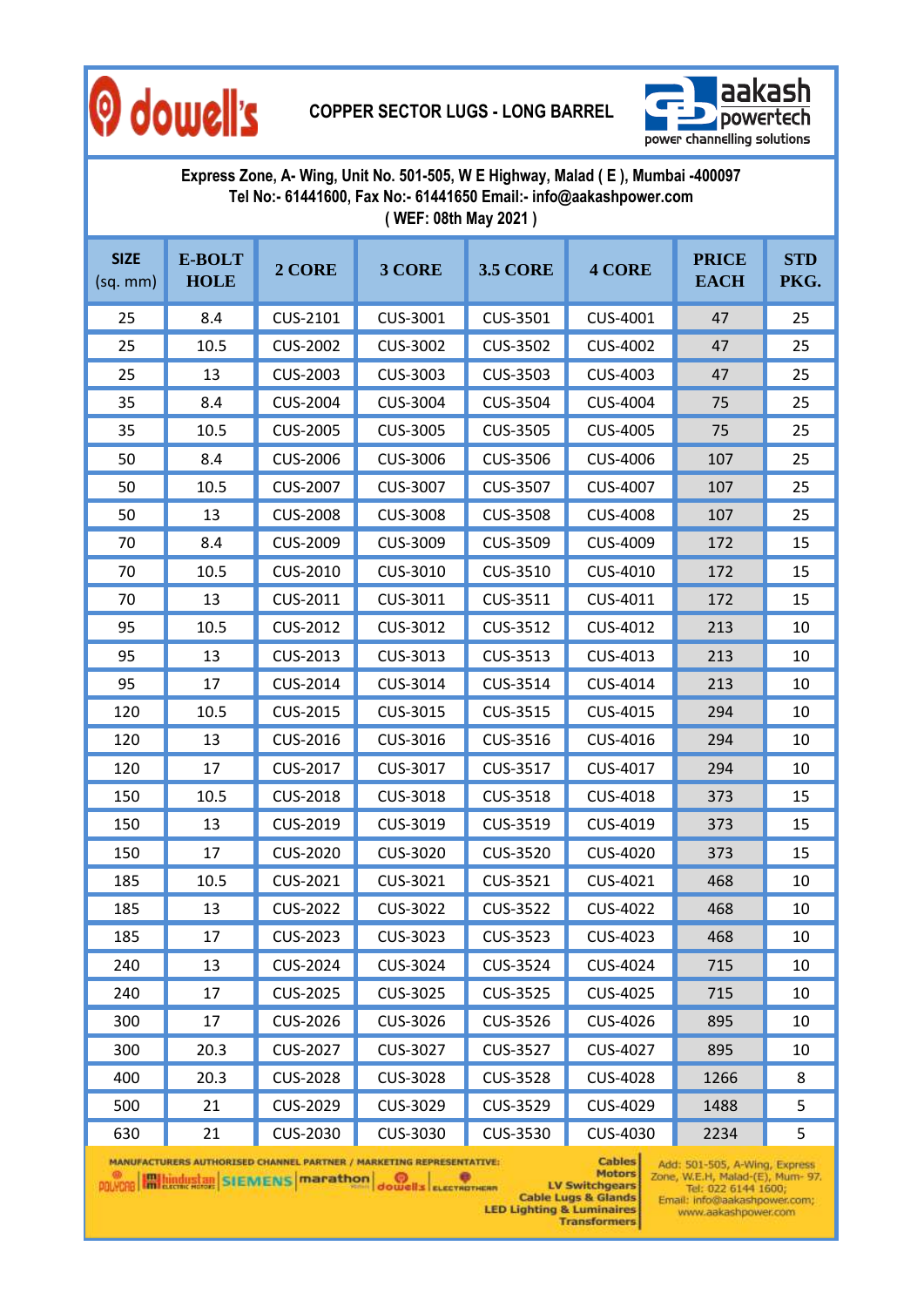dowell's

# COPPER SECTOR LUGS - LONG BARREL

aakash powertech
power channelling solutions

**Express Zone, A- Wing, Unit No. 501-505, W E Highway, Malad ( E ), Mumbai -400097**
**Tel No:- 61441600, Fax No:- 61441650 Email:- info@aakashpower.com**
**( WEF: 08th May 2021 )**

| SIZE (sq. mm) | E-BOLT HOLE | 2 CORE | 3 CORE | 3.5 CORE | 4 CORE | PRICE EACH | STD PKG. |
|---|---|---|---|---|---|---|---|
| 25 | 8.4 | CUS-2101 | CUS-3001 | CUS-3501 | CUS-4001 | 47 | 25 |
| 25 | 10.5 | CUS-2002 | CUS-3002 | CUS-3502 | CUS-4002 | 47 | 25 |
| 25 | 13 | CUS-2003 | CUS-3003 | CUS-3503 | CUS-4003 | 47 | 25 |
| 35 | 8.4 | CUS-2004 | CUS-3004 | CUS-3504 | CUS-4004 | 75 | 25 |
| 35 | 10.5 | CUS-2005 | CUS-3005 | CUS-3505 | CUS-4005 | 75 | 25 |
| 50 | 8.4 | CUS-2006 | CUS-3006 | CUS-3506 | CUS-4006 | 107 | 25 |
| 50 | 10.5 | CUS-2007 | CUS-3007 | CUS-3507 | CUS-4007 | 107 | 25 |
| 50 | 13 | CUS-2008 | CUS-3008 | CUS-3508 | CUS-4008 | 107 | 25 |
| 70 | 8.4 | CUS-2009 | CUS-3009 | CUS-3509 | CUS-4009 | 172 | 15 |
| 70 | 10.5 | CUS-2010 | CUS-3010 | CUS-3510 | CUS-4010 | 172 | 15 |
| 70 | 13 | CUS-2011 | CUS-3011 | CUS-3511 | CUS-4011 | 172 | 15 |
| 95 | 10.5 | CUS-2012 | CUS-3012 | CUS-3512 | CUS-4012 | 213 | 10 |
| 95 | 13 | CUS-2013 | CUS-3013 | CUS-3513 | CUS-4013 | 213 | 10 |
| 95 | 17 | CUS-2014 | CUS-3014 | CUS-3514 | CUS-4014 | 213 | 10 |
| 120 | 10.5 | CUS-2015 | CUS-3015 | CUS-3515 | CUS-4015 | 294 | 10 |
| 120 | 13 | CUS-2016 | CUS-3016 | CUS-3516 | CUS-4016 | 294 | 10 |
| 120 | 17 | CUS-2017 | CUS-3017 | CUS-3517 | CUS-4017 | 294 | 10 |
| 150 | 10.5 | CUS-2018 | CUS-3018 | CUS-3518 | CUS-4018 | 373 | 15 |
| 150 | 13 | CUS-2019 | CUS-3019 | CUS-3519 | CUS-4019 | 373 | 15 |
| 150 | 17 | CUS-2020 | CUS-3020 | CUS-3520 | CUS-4020 | 373 | 15 |
| 185 | 10.5 | CUS-2021 | CUS-3021 | CUS-3521 | CUS-4021 | 468 | 10 |
| 185 | 13 | CUS-2022 | CUS-3022 | CUS-3522 | CUS-4022 | 468 | 10 |
| 185 | 17 | CUS-2023 | CUS-3023 | CUS-3523 | CUS-4023 | 468 | 10 |
| 240 | 13 | CUS-2024 | CUS-3024 | CUS-3524 | CUS-4024 | 715 | 10 |
| 240 | 17 | CUS-2025 | CUS-3025 | CUS-3525 | CUS-4025 | 715 | 10 |
| 300 | 17 | CUS-2026 | CUS-3026 | CUS-3526 | CUS-4026 | 895 | 10 |
| 300 | 20.3 | CUS-2027 | CUS-3027 | CUS-3527 | CUS-4027 | 895 | 10 |
| 400 | 20.3 | CUS-2028 | CUS-3028 | CUS-3528 | CUS-4028 | 1266 | 8 |
| 500 | 21 | CUS-2029 | CUS-3029 | CUS-3529 | CUS-4029 | 1488 | 5 |
| 630 | 21 | CUS-2030 | CUS-3030 | CUS-3530 | CUS-4030 | 2234 | 5 |

MANUFACTURERS AUTHORISED CHANNEL PARTNER / MARKETING REPRESENTATIVE:

POLYCAB | hindustan ELECTRIC MOTORS | SIEMENS | marathon | dowells | ELECTROTHERM

Cables
Motors
LV Switchgears
Cable Lugs & Glands
LED Lighting & Luminaires
Transformers

Add: 501-505, A-Wing, Express Zone, W.E.H, Malad-(E), Mum- 97.
Tel: 022 6144 1600;
Email: info@aakashpower.com;
www.aakashpower.com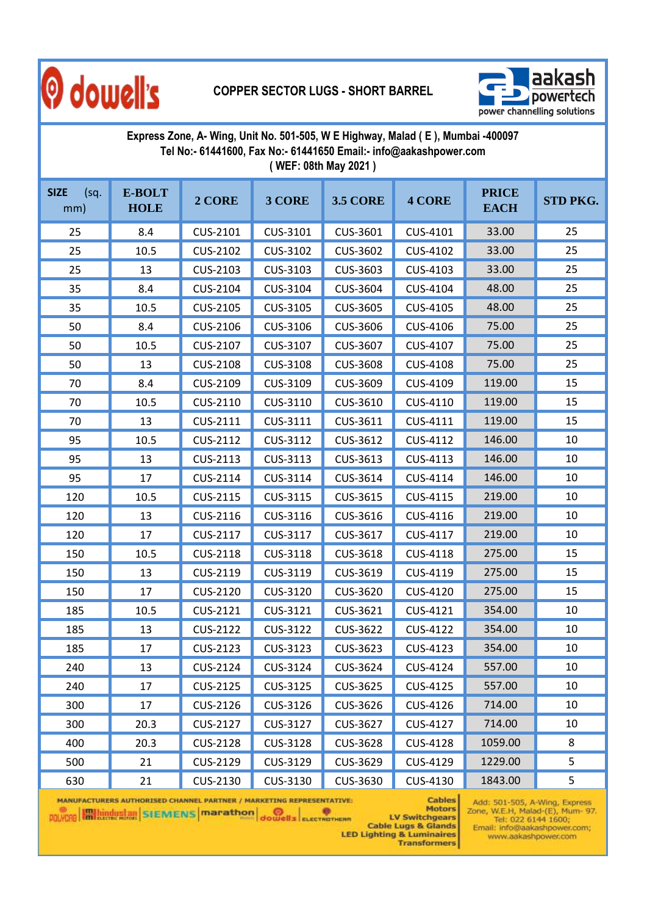dowell's

# COPPER SECTOR LUGS - SHORT BARREL

aakash powertech
power channelling solutions

**Express Zone, A- Wing, Unit No. 501-505, W E Highway, Malad ( E ), Mumbai -400097**
**Tel No:- 61441600, Fax No:- 61441650 Email:- info@aakashpower.com**
**( WEF: 08th May 2021 )**

| SIZE (sq. mm) | E-BOLT HOLE | 2 CORE | 3 CORE | 3.5 CORE | 4 CORE | PRICE EACH | STD PKG. |
|---|---|---|---|---|---|---|---|
| 25 | 8.4 | CUS-2101 | CUS-3101 | CUS-3601 | CUS-4101 | 33.00 | 25 |
| 25 | 10.5 | CUS-2102 | CUS-3102 | CUS-3602 | CUS-4102 | 33.00 | 25 |
| 25 | 13 | CUS-2103 | CUS-3103 | CUS-3603 | CUS-4103 | 33.00 | 25 |
| 35 | 8.4 | CUS-2104 | CUS-3104 | CUS-3604 | CUS-4104 | 48.00 | 25 |
| 35 | 10.5 | CUS-2105 | CUS-3105 | CUS-3605 | CUS-4105 | 48.00 | 25 |
| 50 | 8.4 | CUS-2106 | CUS-3106 | CUS-3606 | CUS-4106 | 75.00 | 25 |
| 50 | 10.5 | CUS-2107 | CUS-3107 | CUS-3607 | CUS-4107 | 75.00 | 25 |
| 50 | 13 | CUS-2108 | CUS-3108 | CUS-3608 | CUS-4108 | 75.00 | 25 |
| 70 | 8.4 | CUS-2109 | CUS-3109 | CUS-3609 | CUS-4109 | 119.00 | 15 |
| 70 | 10.5 | CUS-2110 | CUS-3110 | CUS-3610 | CUS-4110 | 119.00 | 15 |
| 70 | 13 | CUS-2111 | CUS-3111 | CUS-3611 | CUS-4111 | 119.00 | 15 |
| 95 | 10.5 | CUS-2112 | CUS-3112 | CUS-3612 | CUS-4112 | 146.00 | 10 |
| 95 | 13 | CUS-2113 | CUS-3113 | CUS-3613 | CUS-4113 | 146.00 | 10 |
| 95 | 17 | CUS-2114 | CUS-3114 | CUS-3614 | CUS-4114 | 146.00 | 10 |
| 120 | 10.5 | CUS-2115 | CUS-3115 | CUS-3615 | CUS-4115 | 219.00 | 10 |
| 120 | 13 | CUS-2116 | CUS-3116 | CUS-3616 | CUS-4116 | 219.00 | 10 |
| 120 | 17 | CUS-2117 | CUS-3117 | CUS-3617 | CUS-4117 | 219.00 | 10 |
| 150 | 10.5 | CUS-2118 | CUS-3118 | CUS-3618 | CUS-4118 | 275.00 | 15 |
| 150 | 13 | CUS-2119 | CUS-3119 | CUS-3619 | CUS-4119 | 275.00 | 15 |
| 150 | 17 | CUS-2120 | CUS-3120 | CUS-3620 | CUS-4120 | 275.00 | 15 |
| 185 | 10.5 | CUS-2121 | CUS-3121 | CUS-3621 | CUS-4121 | 354.00 | 10 |
| 185 | 13 | CUS-2122 | CUS-3122 | CUS-3622 | CUS-4122 | 354.00 | 10 |
| 185 | 17 | CUS-2123 | CUS-3123 | CUS-3623 | CUS-4123 | 354.00 | 10 |
| 240 | 13 | CUS-2124 | CUS-3124 | CUS-3624 | CUS-4124 | 557.00 | 10 |
| 240 | 17 | CUS-2125 | CUS-3125 | CUS-3625 | CUS-4125 | 557.00 | 10 |
| 300 | 17 | CUS-2126 | CUS-3126 | CUS-3626 | CUS-4126 | 714.00 | 10 |
| 300 | 20.3 | CUS-2127 | CUS-3127 | CUS-3627 | CUS-4127 | 714.00 | 10 |
| 400 | 20.3 | CUS-2128 | CUS-3128 | CUS-3628 | CUS-4128 | 1059.00 | 8 |
| 500 | 21 | CUS-2129 | CUS-3129 | CUS-3629 | CUS-4129 | 1229.00 | 5 |
| 630 | 21 | CUS-2130 | CUS-3130 | CUS-3630 | CUS-4130 | 1843.00 | 5 |

MANUFACTURERS AUTHORISED CHANNEL PARTNER / MARKETING REPRESENTATIVE:

POLYCAB | hindustan ELECTRIC MOTORS | SIEMENS | marathon | dowell's | ELECTROTHERM

Cables
Motors
LV Switchgears
Cable Lugs & Glands
LED Lighting & Luminaires
Transformers

Add: 501-505, A-Wing, Express Zone, W.E.H, Malad-(E), Mum- 97.
Tel: 022 6144 1600;
Email: info@aakashpower.com;
www.aakashpower.com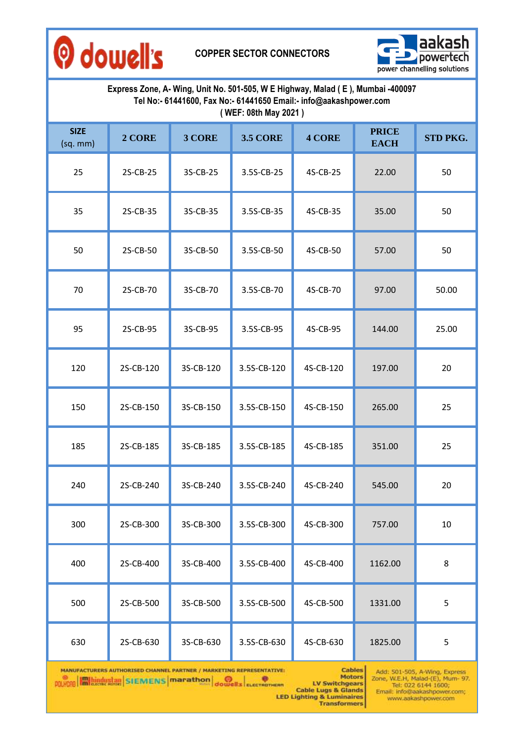dowell's

# COPPER SECTOR CONNECTORS

aakash powertech
power channelling solutions

**Express Zone, A- Wing, Unit No. 501-505, W E Highway, Malad ( E ), Mumbai -400097**
**Tel No:- 61441600, Fax No:- 61441650 Email:- info@aakashpower.com**
**( WEF: 08th May 2021 )**

| SIZE (sq. mm) | 2 CORE | 3 CORE | 3.5 CORE | 4 CORE | PRICE EACH | STD PKG. |
|---|---|---|---|---|---|---|
| 25 | 2S-CB-25 | 3S-CB-25 | 3.5S-CB-25 | 4S-CB-25 | 22.00 | 50 |
| 35 | 2S-CB-35 | 3S-CB-35 | 3.5S-CB-35 | 4S-CB-35 | 35.00 | 50 |
| 50 | 2S-CB-50 | 3S-CB-50 | 3.5S-CB-50 | 4S-CB-50 | 57.00 | 50 |
| 70 | 2S-CB-70 | 3S-CB-70 | 3.5S-CB-70 | 4S-CB-70 | 97.00 | 50.00 |
| 95 | 2S-CB-95 | 3S-CB-95 | 3.5S-CB-95 | 4S-CB-95 | 144.00 | 25.00 |
| 120 | 2S-CB-120 | 3S-CB-120 | 3.5S-CB-120 | 4S-CB-120 | 197.00 | 20 |
| 150 | 2S-CB-150 | 3S-CB-150 | 3.5S-CB-150 | 4S-CB-150 | 265.00 | 25 |
| 185 | 2S-CB-185 | 3S-CB-185 | 3.5S-CB-185 | 4S-CB-185 | 351.00 | 25 |
| 240 | 2S-CB-240 | 3S-CB-240 | 3.5S-CB-240 | 4S-CB-240 | 545.00 | 20 |
| 300 | 2S-CB-300 | 3S-CB-300 | 3.5S-CB-300 | 4S-CB-300 | 757.00 | 10 |
| 400 | 2S-CB-400 | 3S-CB-400 | 3.5S-CB-400 | 4S-CB-400 | 1162.00 | 8 |
| 500 | 2S-CB-500 | 3S-CB-500 | 3.5S-CB-500 | 4S-CB-500 | 1331.00 | 5 |
| 630 | 2S-CB-630 | 3S-CB-630 | 3.5S-CB-630 | 4S-CB-630 | 1825.00 | 5 |

MANUFACTURERS AUTHORISED CHANNEL PARTNER / MARKETING REPRESENTATIVE:
POLYCAB | Hindustan Electric Motors | SIEMENS | marathon | dowells | ELECTROTHERM

Cables
Motors
LV Switchgears
Cable Lugs & Glands
LED Lighting & Luminaires
Transformers

Add: 501-505, A-Wing, Express Zone, W.E.H, Malad-(E), Mum- 97.
Tel: 022 6144 1600;
Email: info@aakashpower.com;
www.aakashpower.com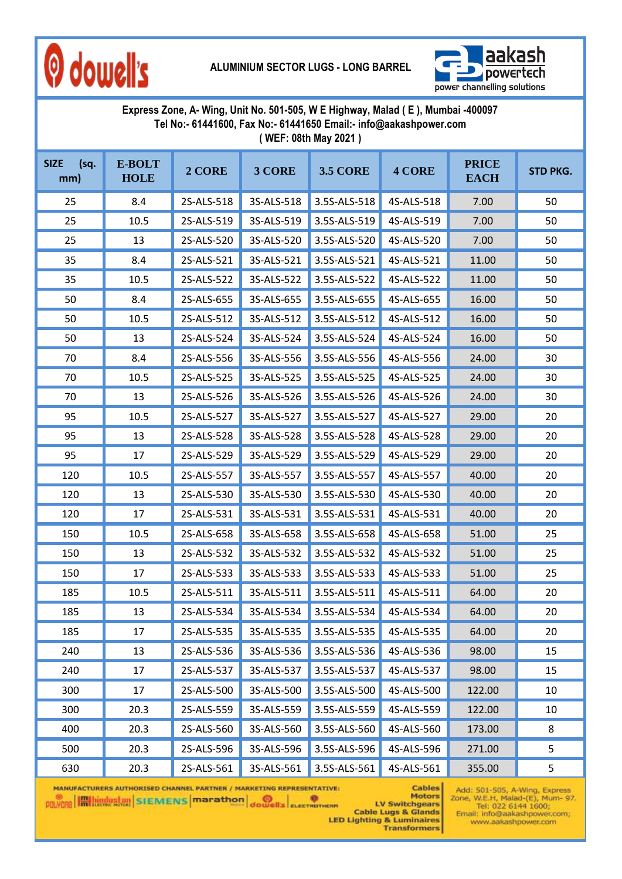dowell's

# ALUMINIUM SECTOR LUGS - LONG BARREL

aakash powertech
power channelling solutions

**Express Zone, A- Wing, Unit No. 501-505, W E Highway, Malad ( E ), Mumbai -400097**
**Tel No:- 61441600, Fax No:- 61441650 Email:- info@aakashpower.com**
**( WEF: 08th May 2021 )**

| SIZE (sq. mm) | E-BOLT HOLE | 2 CORE | 3 CORE | 3.5 CORE | 4 CORE | PRICE EACH | STD PKG. |
|---|---|---|---|---|---|---|---|
| 25 | 8.4 | 2S-ALS-518 | 3S-ALS-518 | 3.5S-ALS-518 | 4S-ALS-518 | 7.00 | 50 |
| 25 | 10.5 | 2S-ALS-519 | 3S-ALS-519 | 3.5S-ALS-519 | 4S-ALS-519 | 7.00 | 50 |
| 25 | 13 | 2S-ALS-520 | 3S-ALS-520 | 3.5S-ALS-520 | 4S-ALS-520 | 7.00 | 50 |
| 35 | 8.4 | 2S-ALS-521 | 3S-ALS-521 | 3.5S-ALS-521 | 4S-ALS-521 | 11.00 | 50 |
| 35 | 10.5 | 2S-ALS-522 | 3S-ALS-522 | 3.5S-ALS-522 | 4S-ALS-522 | 11.00 | 50 |
| 50 | 8.4 | 2S-ALS-655 | 3S-ALS-655 | 3.5S-ALS-655 | 4S-ALS-655 | 16.00 | 50 |
| 50 | 10.5 | 2S-ALS-512 | 3S-ALS-512 | 3.5S-ALS-512 | 4S-ALS-512 | 16.00 | 50 |
| 50 | 13 | 2S-ALS-524 | 3S-ALS-524 | 3.5S-ALS-524 | 4S-ALS-524 | 16.00 | 50 |
| 70 | 8.4 | 2S-ALS-556 | 3S-ALS-556 | 3.5S-ALS-556 | 4S-ALS-556 | 24.00 | 30 |
| 70 | 10.5 | 2S-ALS-525 | 3S-ALS-525 | 3.5S-ALS-525 | 4S-ALS-525 | 24.00 | 30 |
| 70 | 13 | 2S-ALS-526 | 3S-ALS-526 | 3.5S-ALS-526 | 4S-ALS-526 | 24.00 | 30 |
| 95 | 10.5 | 2S-ALS-527 | 3S-ALS-527 | 3.5S-ALS-527 | 4S-ALS-527 | 29.00 | 20 |
| 95 | 13 | 2S-ALS-528 | 3S-ALS-528 | 3.5S-ALS-528 | 4S-ALS-528 | 29.00 | 20 |
| 95 | 17 | 2S-ALS-529 | 3S-ALS-529 | 3.5S-ALS-529 | 4S-ALS-529 | 29.00 | 20 |
| 120 | 10.5 | 2S-ALS-557 | 3S-ALS-557 | 3.5S-ALS-557 | 4S-ALS-557 | 40.00 | 20 |
| 120 | 13 | 2S-ALS-530 | 3S-ALS-530 | 3.5S-ALS-530 | 4S-ALS-530 | 40.00 | 20 |
| 120 | 17 | 2S-ALS-531 | 3S-ALS-531 | 3.5S-ALS-531 | 4S-ALS-531 | 40.00 | 20 |
| 150 | 10.5 | 2S-ALS-658 | 3S-ALS-658 | 3.5S-ALS-658 | 4S-ALS-658 | 51.00 | 25 |
| 150 | 13 | 2S-ALS-532 | 3S-ALS-532 | 3.5S-ALS-532 | 4S-ALS-532 | 51.00 | 25 |
| 150 | 17 | 2S-ALS-533 | 3S-ALS-533 | 3.5S-ALS-533 | 4S-ALS-533 | 51.00 | 25 |
| 185 | 10.5 | 2S-ALS-511 | 3S-ALS-511 | 3.5S-ALS-511 | 4S-ALS-511 | 64.00 | 20 |
| 185 | 13 | 2S-ALS-534 | 3S-ALS-534 | 3.5S-ALS-534 | 4S-ALS-534 | 64.00 | 20 |
| 185 | 17 | 2S-ALS-535 | 3S-ALS-535 | 3.5S-ALS-535 | 4S-ALS-535 | 64.00 | 20 |
| 240 | 13 | 2S-ALS-536 | 3S-ALS-536 | 3.5S-ALS-536 | 4S-ALS-536 | 98.00 | 15 |
| 240 | 17 | 2S-ALS-537 | 3S-ALS-537 | 3.5S-ALS-537 | 4S-ALS-537 | 98.00 | 15 |
| 300 | 17 | 2S-ALS-500 | 3S-ALS-500 | 3.5S-ALS-500 | 4S-ALS-500 | 122.00 | 10 |
| 300 | 20.3 | 2S-ALS-559 | 3S-ALS-559 | 3.5S-ALS-559 | 4S-ALS-559 | 122.00 | 10 |
| 400 | 20.3 | 2S-ALS-560 | 3S-ALS-560 | 3.5S-ALS-560 | 4S-ALS-560 | 173.00 | 8 |
| 500 | 20.3 | 2S-ALS-596 | 3S-ALS-596 | 3.5S-ALS-596 | 4S-ALS-596 | 271.00 | 5 |
| 630 | 20.3 | 2S-ALS-561 | 3S-ALS-561 | 3.5S-ALS-561 | 4S-ALS-561 | 355.00 | 5 |

MANUFACTURERS AUTHORISED CHANNEL PARTNER / MARKETING REPRESENTATIVE:
POLYCAB | hindustan ELECTRIC MOTORS | SIEMENS | marathon | dowell's | ELECTROTHERM

Cables
Motors
LV Switchgears
Cable Lugs & Glands
LED Lighting & Luminaires
Transformers

Add: 501-505, A-Wing, Express Zone, W.E.H, Malad-(E), Mum- 97.
Tel: 022 6144 1600;
Email: info@aakashpower.com;
www.aakashpower.com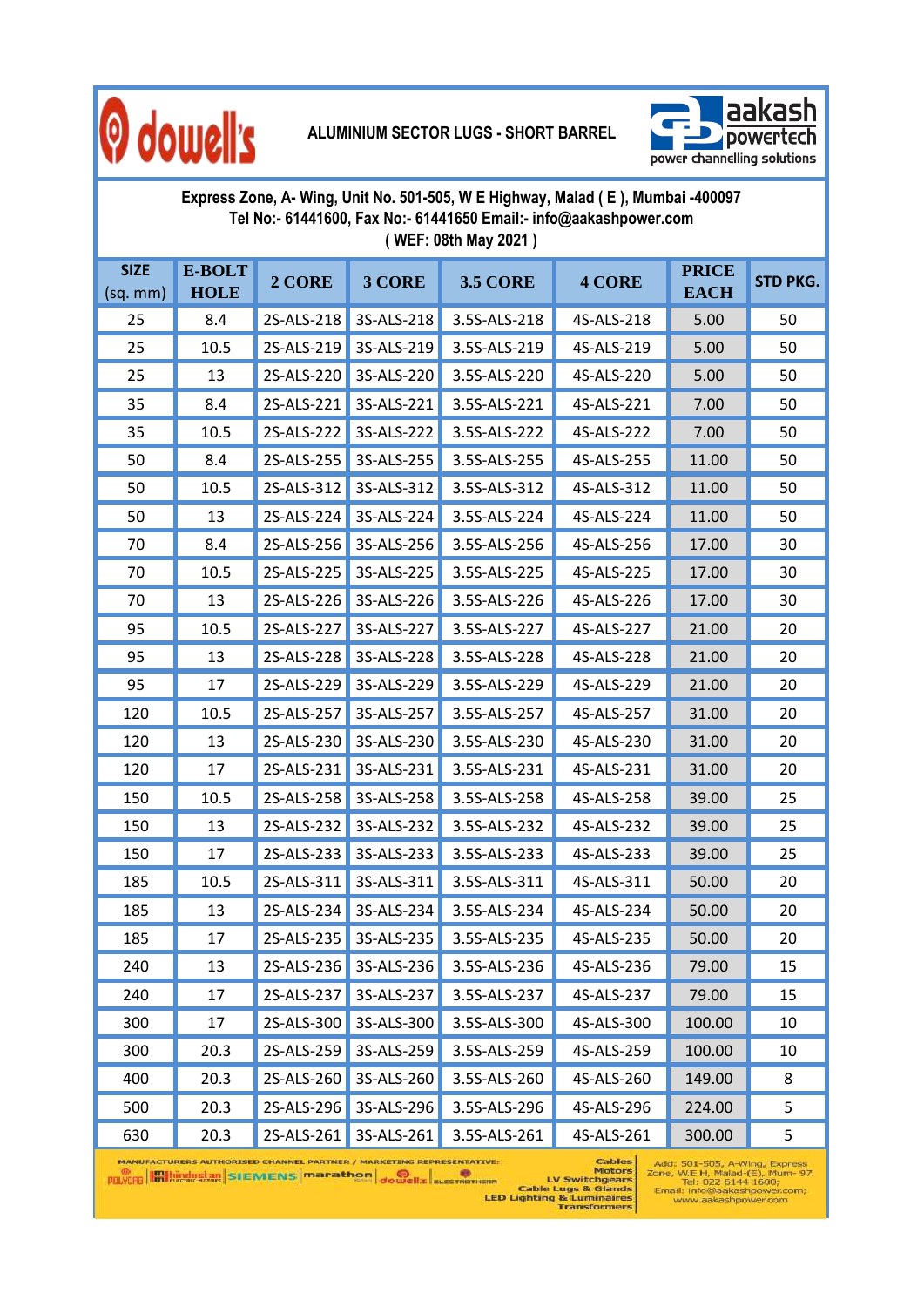# ALUMINIUM SECTOR LUGS - SHORT BARREL

dowell's | aakash powertech — power channelling solutions

**Express Zone, A- Wing, Unit No. 501-505, W E Highway, Malad ( E ), Mumbai -400097**
**Tel No:- 61441600, Fax No:- 61441650 Email:- info@aakashpower.com**
**( WEF: 08th May 2021 )**

| SIZE (sq. mm) | E-BOLT HOLE | 2 CORE | 3 CORE | 3.5 CORE | 4 CORE | PRICE EACH | STD PKG. |
|---|---|---|---|---|---|---|---|
| 25 | 8.4 | 2S-ALS-218 | 3S-ALS-218 | 3.5S-ALS-218 | 4S-ALS-218 | 5.00 | 50 |
| 25 | 10.5 | 2S-ALS-219 | 3S-ALS-219 | 3.5S-ALS-219 | 4S-ALS-219 | 5.00 | 50 |
| 25 | 13 | 2S-ALS-220 | 3S-ALS-220 | 3.5S-ALS-220 | 4S-ALS-220 | 5.00 | 50 |
| 35 | 8.4 | 2S-ALS-221 | 3S-ALS-221 | 3.5S-ALS-221 | 4S-ALS-221 | 7.00 | 50 |
| 35 | 10.5 | 2S-ALS-222 | 3S-ALS-222 | 3.5S-ALS-222 | 4S-ALS-222 | 7.00 | 50 |
| 50 | 8.4 | 2S-ALS-255 | 3S-ALS-255 | 3.5S-ALS-255 | 4S-ALS-255 | 11.00 | 50 |
| 50 | 10.5 | 2S-ALS-312 | 3S-ALS-312 | 3.5S-ALS-312 | 4S-ALS-312 | 11.00 | 50 |
| 50 | 13 | 2S-ALS-224 | 3S-ALS-224 | 3.5S-ALS-224 | 4S-ALS-224 | 11.00 | 50 |
| 70 | 8.4 | 2S-ALS-256 | 3S-ALS-256 | 3.5S-ALS-256 | 4S-ALS-256 | 17.00 | 30 |
| 70 | 10.5 | 2S-ALS-225 | 3S-ALS-225 | 3.5S-ALS-225 | 4S-ALS-225 | 17.00 | 30 |
| 70 | 13 | 2S-ALS-226 | 3S-ALS-226 | 3.5S-ALS-226 | 4S-ALS-226 | 17.00 | 30 |
| 95 | 10.5 | 2S-ALS-227 | 3S-ALS-227 | 3.5S-ALS-227 | 4S-ALS-227 | 21.00 | 20 |
| 95 | 13 | 2S-ALS-228 | 3S-ALS-228 | 3.5S-ALS-228 | 4S-ALS-228 | 21.00 | 20 |
| 95 | 17 | 2S-ALS-229 | 3S-ALS-229 | 3.5S-ALS-229 | 4S-ALS-229 | 21.00 | 20 |
| 120 | 10.5 | 2S-ALS-257 | 3S-ALS-257 | 3.5S-ALS-257 | 4S-ALS-257 | 31.00 | 20 |
| 120 | 13 | 2S-ALS-230 | 3S-ALS-230 | 3.5S-ALS-230 | 4S-ALS-230 | 31.00 | 20 |
| 120 | 17 | 2S-ALS-231 | 3S-ALS-231 | 3.5S-ALS-231 | 4S-ALS-231 | 31.00 | 20 |
| 150 | 10.5 | 2S-ALS-258 | 3S-ALS-258 | 3.5S-ALS-258 | 4S-ALS-258 | 39.00 | 25 |
| 150 | 13 | 2S-ALS-232 | 3S-ALS-232 | 3.5S-ALS-232 | 4S-ALS-232 | 39.00 | 25 |
| 150 | 17 | 2S-ALS-233 | 3S-ALS-233 | 3.5S-ALS-233 | 4S-ALS-233 | 39.00 | 25 |
| 185 | 10.5 | 2S-ALS-311 | 3S-ALS-311 | 3.5S-ALS-311 | 4S-ALS-311 | 50.00 | 20 |
| 185 | 13 | 2S-ALS-234 | 3S-ALS-234 | 3.5S-ALS-234 | 4S-ALS-234 | 50.00 | 20 |
| 185 | 17 | 2S-ALS-235 | 3S-ALS-235 | 3.5S-ALS-235 | 4S-ALS-235 | 50.00 | 20 |
| 240 | 13 | 2S-ALS-236 | 3S-ALS-236 | 3.5S-ALS-236 | 4S-ALS-236 | 79.00 | 15 |
| 240 | 17 | 2S-ALS-237 | 3S-ALS-237 | 3.5S-ALS-237 | 4S-ALS-237 | 79.00 | 15 |
| 300 | 17 | 2S-ALS-300 | 3S-ALS-300 | 3.5S-ALS-300 | 4S-ALS-300 | 100.00 | 10 |
| 300 | 20.3 | 2S-ALS-259 | 3S-ALS-259 | 3.5S-ALS-259 | 4S-ALS-259 | 100.00 | 10 |
| 400 | 20.3 | 2S-ALS-260 | 3S-ALS-260 | 3.5S-ALS-260 | 4S-ALS-260 | 149.00 | 8 |
| 500 | 20.3 | 2S-ALS-296 | 3S-ALS-296 | 3.5S-ALS-296 | 4S-ALS-296 | 224.00 | 5 |
| 630 | 20.3 | 2S-ALS-261 | 3S-ALS-261 | 3.5S-ALS-261 | 4S-ALS-261 | 300.00 | 5 |

MANUFACTURERS AUTHORISED CHANNEL PARTNER / MARKETING REPRESENTATIVE: POLYCAB | hindustan ELECTRIC MOTORS | SIEMENS | marathon | dowell's | ELECTROTHERM

Cables, Motors, LV Switchgears, Cable Lugs & Glands, LED Lighting & Luminaires, Transformers

Add: 501-505, A-Wing, Express Zone, W.E.H, Malad-(E), Mum- 97. Tel: 022 6144 1600; Email: info@aakashpower.com; www.aakashpower.com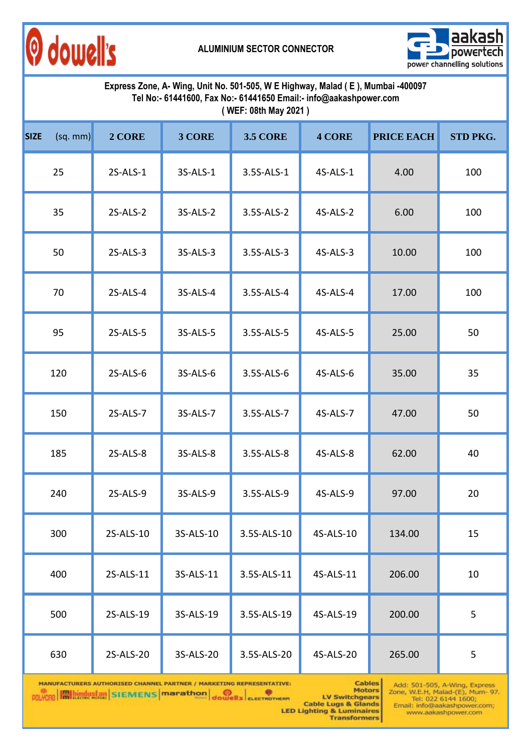dowell's

# ALUMINIUM SECTOR CONNECTOR

aakash powertech
power channelling solutions

**Express Zone, A- Wing, Unit No. 501-505, W E Highway, Malad ( E ), Mumbai -400097**
**Tel No:- 61441600, Fax No:- 61441650 Email:- info@aakashpower.com**
**( WEF: 08th May 2021 )**

| SIZE (sq. mm) | 2 CORE | 3 CORE | 3.5 CORE | 4 CORE | PRICE EACH | STD PKG. |
|---|---|---|---|---|---|---|
| 25 | 2S-ALS-1 | 3S-ALS-1 | 3.5S-ALS-1 | 4S-ALS-1 | 4.00 | 100 |
| 35 | 2S-ALS-2 | 3S-ALS-2 | 3.5S-ALS-2 | 4S-ALS-2 | 6.00 | 100 |
| 50 | 2S-ALS-3 | 3S-ALS-3 | 3.5S-ALS-3 | 4S-ALS-3 | 10.00 | 100 |
| 70 | 2S-ALS-4 | 3S-ALS-4 | 3.5S-ALS-4 | 4S-ALS-4 | 17.00 | 100 |
| 95 | 2S-ALS-5 | 3S-ALS-5 | 3.5S-ALS-5 | 4S-ALS-5 | 25.00 | 50 |
| 120 | 2S-ALS-6 | 3S-ALS-6 | 3.5S-ALS-6 | 4S-ALS-6 | 35.00 | 35 |
| 150 | 2S-ALS-7 | 3S-ALS-7 | 3.5S-ALS-7 | 4S-ALS-7 | 47.00 | 50 |
| 185 | 2S-ALS-8 | 3S-ALS-8 | 3.5S-ALS-8 | 4S-ALS-8 | 62.00 | 40 |
| 240 | 2S-ALS-9 | 3S-ALS-9 | 3.5S-ALS-9 | 4S-ALS-9 | 97.00 | 20 |
| 300 | 2S-ALS-10 | 3S-ALS-10 | 3.5S-ALS-10 | 4S-ALS-10 | 134.00 | 15 |
| 400 | 2S-ALS-11 | 3S-ALS-11 | 3.5S-ALS-11 | 4S-ALS-11 | 206.00 | 10 |
| 500 | 2S-ALS-19 | 3S-ALS-19 | 3.5S-ALS-19 | 4S-ALS-19 | 200.00 | 5 |
| 630 | 2S-ALS-20 | 3S-ALS-20 | 3.5S-ALS-20 | 4S-ALS-20 | 265.00 | 5 |

MANUFACTURERS AUTHORISED CHANNEL PARTNER / MARKETING REPRESENTATIVE:
POLYCAB | hindustan ELECTRIC MOTORS | SIEMENS | marathon | dowell's | ELECTROTHERM

Cables
Motors
LV Switchgears
Cable Lugs & Glands
LED Lighting & Luminaires
Transformers

Add: 501-505, A-Wing, Express Zone, W.E.H, Malad-(E), Mum- 97.
Tel: 022 6144 1600;
Email: info@aakashpower.com;
www.aakashpower.com